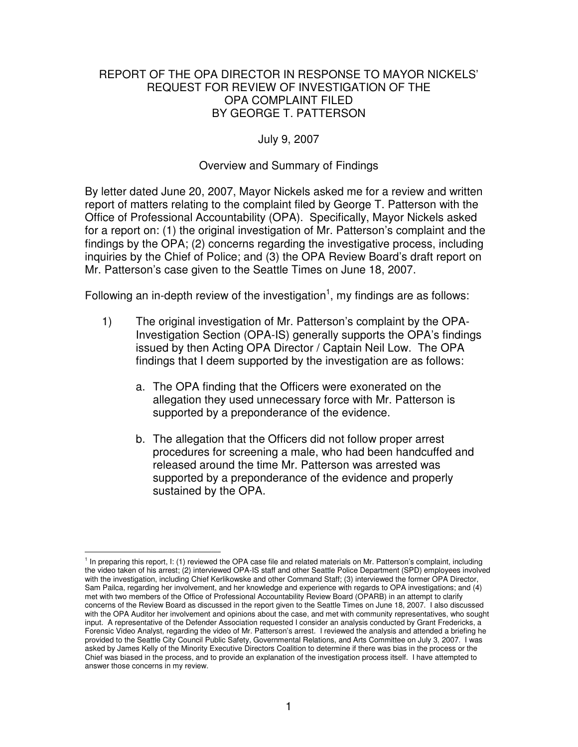# REPORT OF THE OPA DIRECTOR IN RESPONSE TO MAYOR NICKELS' REQUEST FOR REVIEW OF INVESTIGATION OF THE OPA COMPLAINT FILED BY GEORGE T. PATTERSON

July 9, 2007

## Overview and Summary of Findings

By letter dated June 20, 2007, Mayor Nickels asked me for a review and written report of matters relating to the complaint filed by George T. Patterson with the Office of Professional Accountability (OPA). Specifically, Mayor Nickels asked for a report on: (1) the original investigation of Mr. Patterson's complaint and the findings by the OPA; (2) concerns regarding the investigative process, including inquiries by the Chief of Police; and (3) the OPA Review Board's draft report on Mr. Patterson's case given to the Seattle Times on June 18, 2007.

Following an in-depth review of the investigation[1], my findings are as follows:

1) The original investigation of Mr. Patterson's complaint by the OPA-Investigation Section (OPA-IS) generally supports the OPA's findings issued by then Acting OPA Director / Captain Neil Low. The OPA findings that I deem supported by the investigation are as follows:

    a. The OPA finding that the Officers were exonerated on the allegation they used unnecessary force with Mr. Patterson is supported by a preponderance of the evidence.

    b. The allegation that the Officers did not follow proper arrest procedures for screening a male, who had been handcuffed and released around the time Mr. Patterson was arrested was supported by a preponderance of the evidence and properly sustained by the OPA.

---

[1] In preparing this report, I: (1) reviewed the OPA case file and related materials on Mr. Patterson's complaint, including the video taken of his arrest; (2) interviewed OPA-IS staff and other Seattle Police Department (SPD) employees involved with the investigation, including Chief Kerlikowske and other Command Staff; (3) interviewed the former OPA Director, Sam Pailca, regarding her involvement, and her knowledge and experience with regards to OPA investigations; and (4) met with two members of the Office of Professional Accountability Review Board (OPARB) in an attempt to clarify concerns of the Review Board as discussed in the report given to the Seattle Times on June 18, 2007. I also discussed with the OPA Auditor her involvement and opinions about the case, and met with community representatives, who sought input. A representative of the Defender Association requested I consider an analysis conducted by Grant Fredericks, a Forensic Video Analyst, regarding the video of Mr. Patterson's arrest. I reviewed the analysis and attended a briefing he provided to the Seattle City Council Public Safety, Governmental Relations, and Arts Committee on July 3, 2007. I was asked by James Kelly of the Minority Executive Directors Coalition to determine if there was bias in the process or the Chief was biased in the process, and to provide an explanation of the investigation process itself. I have attempted to answer those concerns in my review.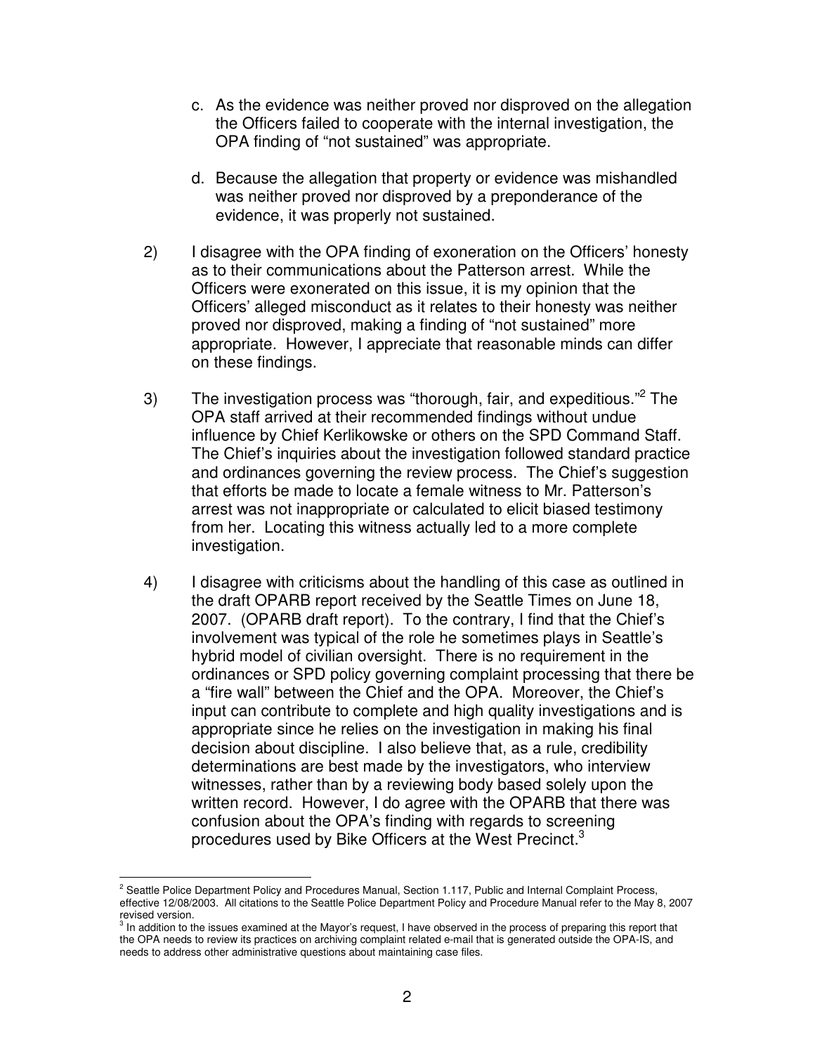c. As the evidence was neither proved nor disproved on the allegation the Officers failed to cooperate with the internal investigation, the OPA finding of "not sustained" was appropriate.

d. Because the allegation that property or evidence was mishandled was neither proved nor disproved by a preponderance of the evidence, it was properly not sustained.

2) I disagree with the OPA finding of exoneration on the Officers' honesty as to their communications about the Patterson arrest. While the Officers were exonerated on this issue, it is my opinion that the Officers' alleged misconduct as it relates to their honesty was neither proved nor disproved, making a finding of "not sustained" more appropriate. However, I appreciate that reasonable minds can differ on these findings.

3) The investigation process was "thorough, fair, and expeditious."[2] The OPA staff arrived at their recommended findings without undue influence by Chief Kerlikowske or others on the SPD Command Staff. The Chief's inquiries about the investigation followed standard practice and ordinances governing the review process. The Chief's suggestion that efforts be made to locate a female witness to Mr. Patterson's arrest was not inappropriate or calculated to elicit biased testimony from her. Locating this witness actually led to a more complete investigation.

4) I disagree with criticisms about the handling of this case as outlined in the draft OPARB report received by the Seattle Times on June 18, 2007. (OPARB draft report). To the contrary, I find that the Chief's involvement was typical of the role he sometimes plays in Seattle's hybrid model of civilian oversight. There is no requirement in the ordinances or SPD policy governing complaint processing that there be a "fire wall" between the Chief and the OPA. Moreover, the Chief's input can contribute to complete and high quality investigations and is appropriate since he relies on the investigation in making his final decision about discipline. I also believe that, as a rule, credibility determinations are best made by the investigators, who interview witnesses, rather than by a reviewing body based solely upon the written record. However, I do agree with the OPARB that there was confusion about the OPA's finding with regards to screening procedures used by Bike Officers at the West Precinct.[3]

---

[2] Seattle Police Department Policy and Procedures Manual, Section 1.117, Public and Internal Complaint Process, effective 12/08/2003. All citations to the Seattle Police Department Policy and Procedure Manual refer to the May 8, 2007 revised version.

[3] In addition to the issues examined at the Mayor's request, I have observed in the process of preparing this report that the OPA needs to review its practices on archiving complaint related e-mail that is generated outside the OPA-IS, and needs to address other administrative questions about maintaining case files.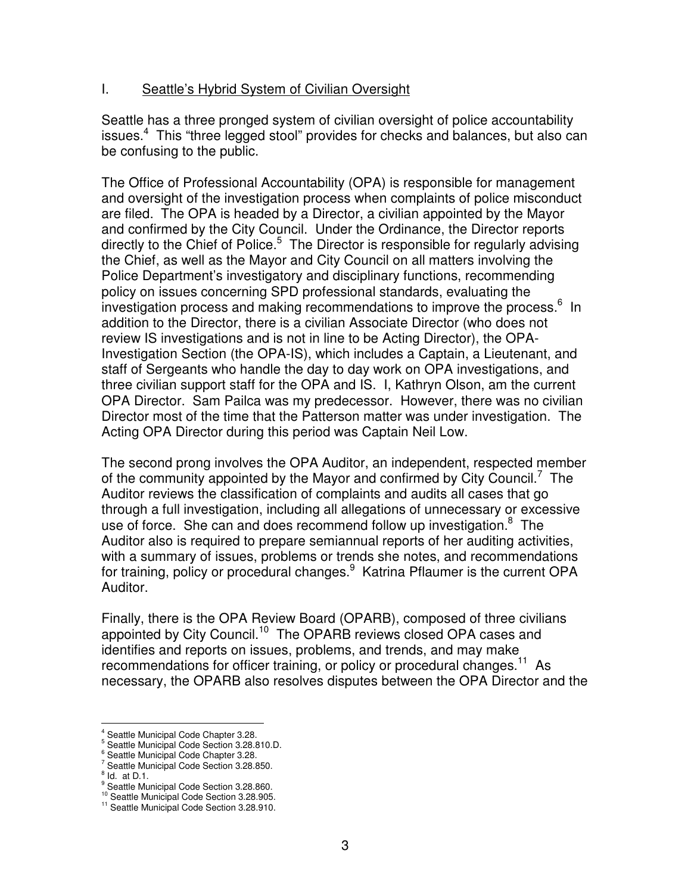## I. Seattle's Hybrid System of Civilian Oversight

Seattle has a three pronged system of civilian oversight of police accountability issues.[4] This "three legged stool" provides for checks and balances, but also can be confusing to the public.

The Office of Professional Accountability (OPA) is responsible for management and oversight of the investigation process when complaints of police misconduct are filed. The OPA is headed by a Director, a civilian appointed by the Mayor and confirmed by the City Council. Under the Ordinance, the Director reports directly to the Chief of Police.[5] The Director is responsible for regularly advising the Chief, as well as the Mayor and City Council on all matters involving the Police Department's investigatory and disciplinary functions, recommending policy on issues concerning SPD professional standards, evaluating the investigation process and making recommendations to improve the process.[6] In addition to the Director, there is a civilian Associate Director (who does not review IS investigations and is not in line to be Acting Director), the OPA-Investigation Section (the OPA-IS), which includes a Captain, a Lieutenant, and staff of Sergeants who handle the day to day work on OPA investigations, and three civilian support staff for the OPA and IS. I, Kathryn Olson, am the current OPA Director. Sam Pailca was my predecessor. However, there was no civilian Director most of the time that the Patterson matter was under investigation. The Acting OPA Director during this period was Captain Neil Low.

The second prong involves the OPA Auditor, an independent, respected member of the community appointed by the Mayor and confirmed by City Council.[7] The Auditor reviews the classification of complaints and audits all cases that go through a full investigation, including all allegations of unnecessary or excessive use of force. She can and does recommend follow up investigation.[8] The Auditor also is required to prepare semiannual reports of her auditing activities, with a summary of issues, problems or trends she notes, and recommendations for training, policy or procedural changes.[9] Katrina Pflaumer is the current OPA Auditor.

Finally, there is the OPA Review Board (OPARB), composed of three civilians appointed by City Council.[10] The OPARB reviews closed OPA cases and identifies and reports on issues, problems, and trends, and may make recommendations for officer training, or policy or procedural changes.[11] As necessary, the OPARB also resolves disputes between the OPA Director and the

---

[4] Seattle Municipal Code Chapter 3.28.
[5] Seattle Municipal Code Section 3.28.810.D.
[6] Seattle Municipal Code Chapter 3.28.
[7] Seattle Municipal Code Section 3.28.850.
[8] Id. at D.1.
[9] Seattle Municipal Code Section 3.28.860.
[10] Seattle Municipal Code Section 3.28.905.
[11] Seattle Municipal Code Section 3.28.910.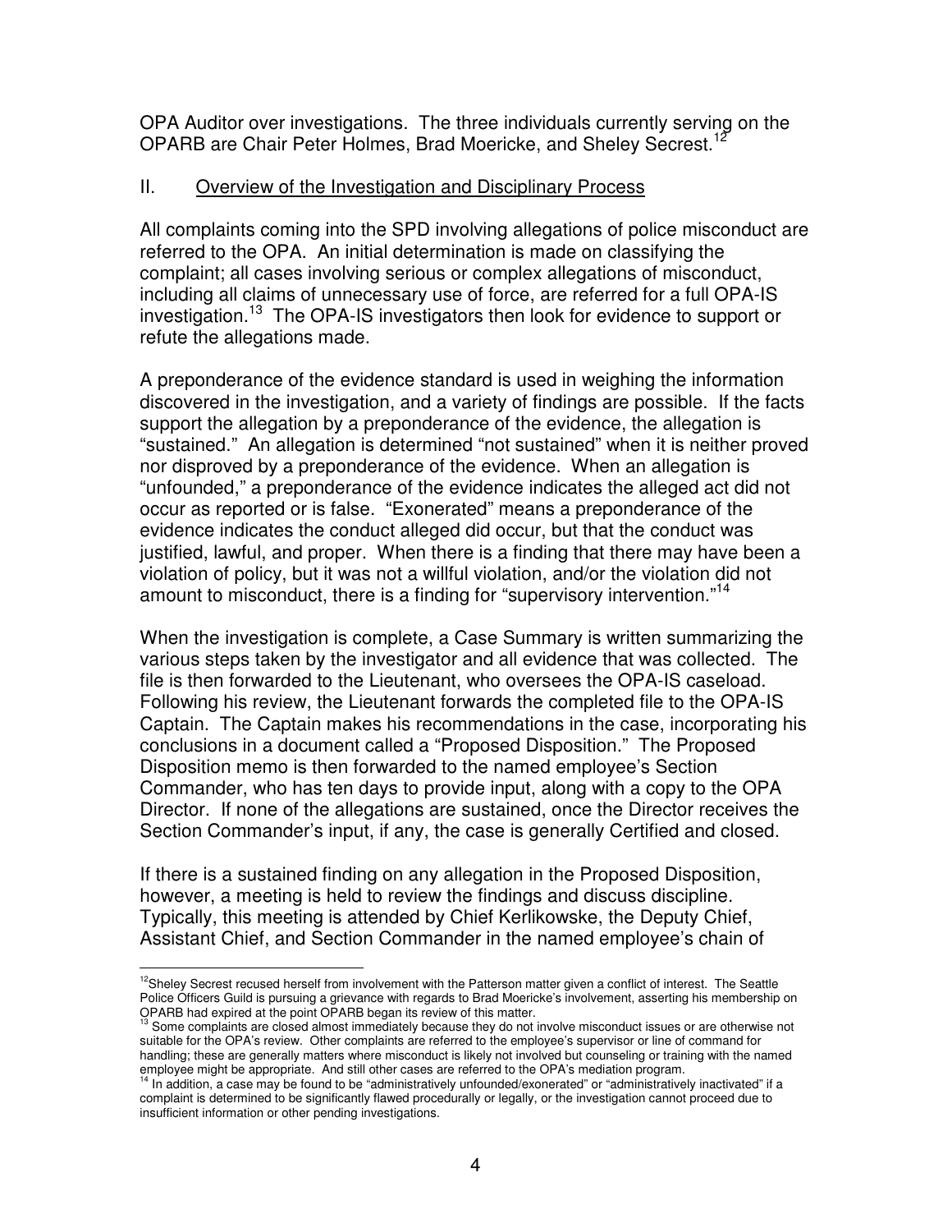OPA Auditor over investigations. The three individuals currently serving on the OPARB are Chair Peter Holmes, Brad Moericke, and Sheley Secrest.[12]

## II. Overview of the Investigation and Disciplinary Process

All complaints coming into the SPD involving allegations of police misconduct are referred to the OPA. An initial determination is made on classifying the complaint; all cases involving serious or complex allegations of misconduct, including all claims of unnecessary use of force, are referred for a full OPA-IS investigation.[13] The OPA-IS investigators then look for evidence to support or refute the allegations made.

A preponderance of the evidence standard is used in weighing the information discovered in the investigation, and a variety of findings are possible. If the facts support the allegation by a preponderance of the evidence, the allegation is "sustained." An allegation is determined "not sustained" when it is neither proved nor disproved by a preponderance of the evidence. When an allegation is "unfounded," a preponderance of the evidence indicates the alleged act did not occur as reported or is false. "Exonerated" means a preponderance of the evidence indicates the conduct alleged did occur, but that the conduct was justified, lawful, and proper. When there is a finding that there may have been a violation of policy, but it was not a willful violation, and/or the violation did not amount to misconduct, there is a finding for "supervisory intervention."[14]

When the investigation is complete, a Case Summary is written summarizing the various steps taken by the investigator and all evidence that was collected. The file is then forwarded to the Lieutenant, who oversees the OPA-IS caseload. Following his review, the Lieutenant forwards the completed file to the OPA-IS Captain. The Captain makes his recommendations in the case, incorporating his conclusions in a document called a "Proposed Disposition." The Proposed Disposition memo is then forwarded to the named employee's Section Commander, who has ten days to provide input, along with a copy to the OPA Director. If none of the allegations are sustained, once the Director receives the Section Commander's input, if any, the case is generally Certified and closed.

If there is a sustained finding on any allegation in the Proposed Disposition, however, a meeting is held to review the findings and discuss discipline. Typically, this meeting is attended by Chief Kerlikowske, the Deputy Chief, Assistant Chief, and Section Commander in the named employee's chain of

---

[12] Sheley Secrest recused herself from involvement with the Patterson matter given a conflict of interest. The Seattle Police Officers Guild is pursuing a grievance with regards to Brad Moericke's involvement, asserting his membership on OPARB had expired at the point OPARB began its review of this matter.

[13] Some complaints are closed almost immediately because they do not involve misconduct issues or are otherwise not suitable for the OPA's review. Other complaints are referred to the employee's supervisor or line of command for handling; these are generally matters where misconduct is likely not involved but counseling or training with the named employee might be appropriate. And still other cases are referred to the OPA's mediation program.

[14] In addition, a case may be found to be "administratively unfounded/exonerated" or "administratively inactivated" if a complaint is determined to be significantly flawed procedurally or legally, or the investigation cannot proceed due to insufficient information or other pending investigations.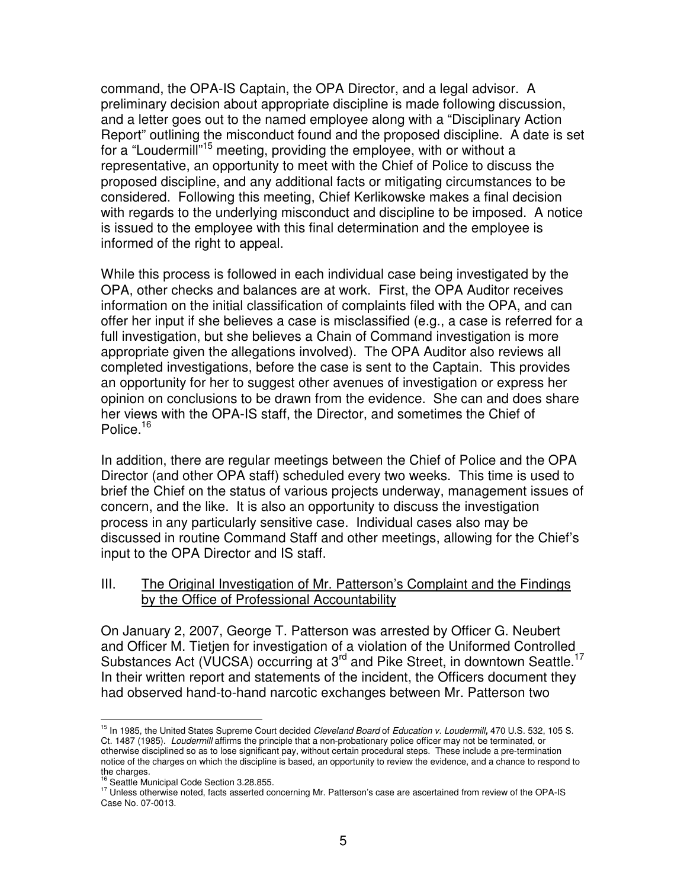command, the OPA-IS Captain, the OPA Director, and a legal advisor. A preliminary decision about appropriate discipline is made following discussion, and a letter goes out to the named employee along with a "Disciplinary Action Report" outlining the misconduct found and the proposed discipline. A date is set for a "Loudermill"[15] meeting, providing the employee, with or without a representative, an opportunity to meet with the Chief of Police to discuss the proposed discipline, and any additional facts or mitigating circumstances to be considered. Following this meeting, Chief Kerlikowske makes a final decision with regards to the underlying misconduct and discipline to be imposed. A notice is issued to the employee with this final determination and the employee is informed of the right to appeal.

While this process is followed in each individual case being investigated by the OPA, other checks and balances are at work. First, the OPA Auditor receives information on the initial classification of complaints filed with the OPA, and can offer her input if she believes a case is misclassified (e.g., a case is referred for a full investigation, but she believes a Chain of Command investigation is more appropriate given the allegations involved). The OPA Auditor also reviews all completed investigations, before the case is sent to the Captain. This provides an opportunity for her to suggest other avenues of investigation or express her opinion on conclusions to be drawn from the evidence. She can and does share her views with the OPA-IS staff, the Director, and sometimes the Chief of Police.[16]

In addition, there are regular meetings between the Chief of Police and the OPA Director (and other OPA staff) scheduled every two weeks. This time is used to brief the Chief on the status of various projects underway, management issues of concern, and the like. It is also an opportunity to discuss the investigation process in any particularly sensitive case. Individual cases also may be discussed in routine Command Staff and other meetings, allowing for the Chief's input to the OPA Director and IS staff.

## III. <u>The Original Investigation of Mr. Patterson's Complaint and the Findings by the Office of Professional Accountability</u>

On January 2, 2007, George T. Patterson was arrested by Officer G. Neubert and Officer M. Tietjen for investigation of a violation of the Uniformed Controlled Substances Act (VUCSA) occurring at 3rd and Pike Street, in downtown Seattle.[17] In their written report and statements of the incident, the Officers document they had observed hand-to-hand narcotic exchanges between Mr. Patterson two

---

[15] In 1985, the United States Supreme Court decided *Cleveland Board* of *Education v. Loudermill*, 470 U.S. 532, 105 S. Ct. 1487 (1985). *Loudermill* affirms the principle that a non-probationary police officer may not be terminated, or otherwise disciplined so as to lose significant pay, without certain procedural steps. These include a pre-termination notice of the charges on which the discipline is based, an opportunity to review the evidence, and a chance to respond to the charges.

[16] Seattle Municipal Code Section 3.28.855.

[17] Unless otherwise noted, facts asserted concerning Mr. Patterson's case are ascertained from review of the OPA-IS Case No. 07-0013.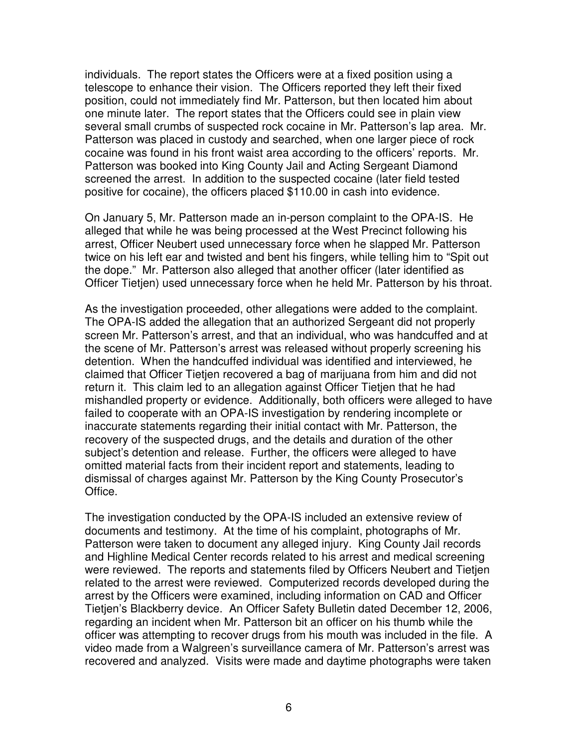individuals. The report states the Officers were at a fixed position using a telescope to enhance their vision. The Officers reported they left their fixed position, could not immediately find Mr. Patterson, but then located him about one minute later. The report states that the Officers could see in plain view several small crumbs of suspected rock cocaine in Mr. Patterson's lap area. Mr. Patterson was placed in custody and searched, when one larger piece of rock cocaine was found in his front waist area according to the officers' reports. Mr. Patterson was booked into King County Jail and Acting Sergeant Diamond screened the arrest. In addition to the suspected cocaine (later field tested positive for cocaine), the officers placed $110.00 in cash into evidence.

On January 5, Mr. Patterson made an in-person complaint to the OPA-IS. He alleged that while he was being processed at the West Precinct following his arrest, Officer Neubert used unnecessary force when he slapped Mr. Patterson twice on his left ear and twisted and bent his fingers, while telling him to "Spit out the dope." Mr. Patterson also alleged that another officer (later identified as Officer Tietjen) used unnecessary force when he held Mr. Patterson by his throat.

As the investigation proceeded, other allegations were added to the complaint. The OPA-IS added the allegation that an authorized Sergeant did not properly screen Mr. Patterson's arrest, and that an individual, who was handcuffed and at the scene of Mr. Patterson's arrest was released without properly screening his detention. When the handcuffed individual was identified and interviewed, he claimed that Officer Tietjen recovered a bag of marijuana from him and did not return it. This claim led to an allegation against Officer Tietjen that he had mishandled property or evidence. Additionally, both officers were alleged to have failed to cooperate with an OPA-IS investigation by rendering incomplete or inaccurate statements regarding their initial contact with Mr. Patterson, the recovery of the suspected drugs, and the details and duration of the other subject's detention and release. Further, the officers were alleged to have omitted material facts from their incident report and statements, leading to dismissal of charges against Mr. Patterson by the King County Prosecutor's Office.

The investigation conducted by the OPA-IS included an extensive review of documents and testimony. At the time of his complaint, photographs of Mr. Patterson were taken to document any alleged injury. King County Jail records and Highline Medical Center records related to his arrest and medical screening were reviewed. The reports and statements filed by Officers Neubert and Tietjen related to the arrest were reviewed. Computerized records developed during the arrest by the Officers were examined, including information on CAD and Officer Tietjen's Blackberry device. An Officer Safety Bulletin dated December 12, 2006, regarding an incident when Mr. Patterson bit an officer on his thumb while the officer was attempting to recover drugs from his mouth was included in the file. A video made from a Walgreen's surveillance camera of Mr. Patterson's arrest was recovered and analyzed. Visits were made and daytime photographs were taken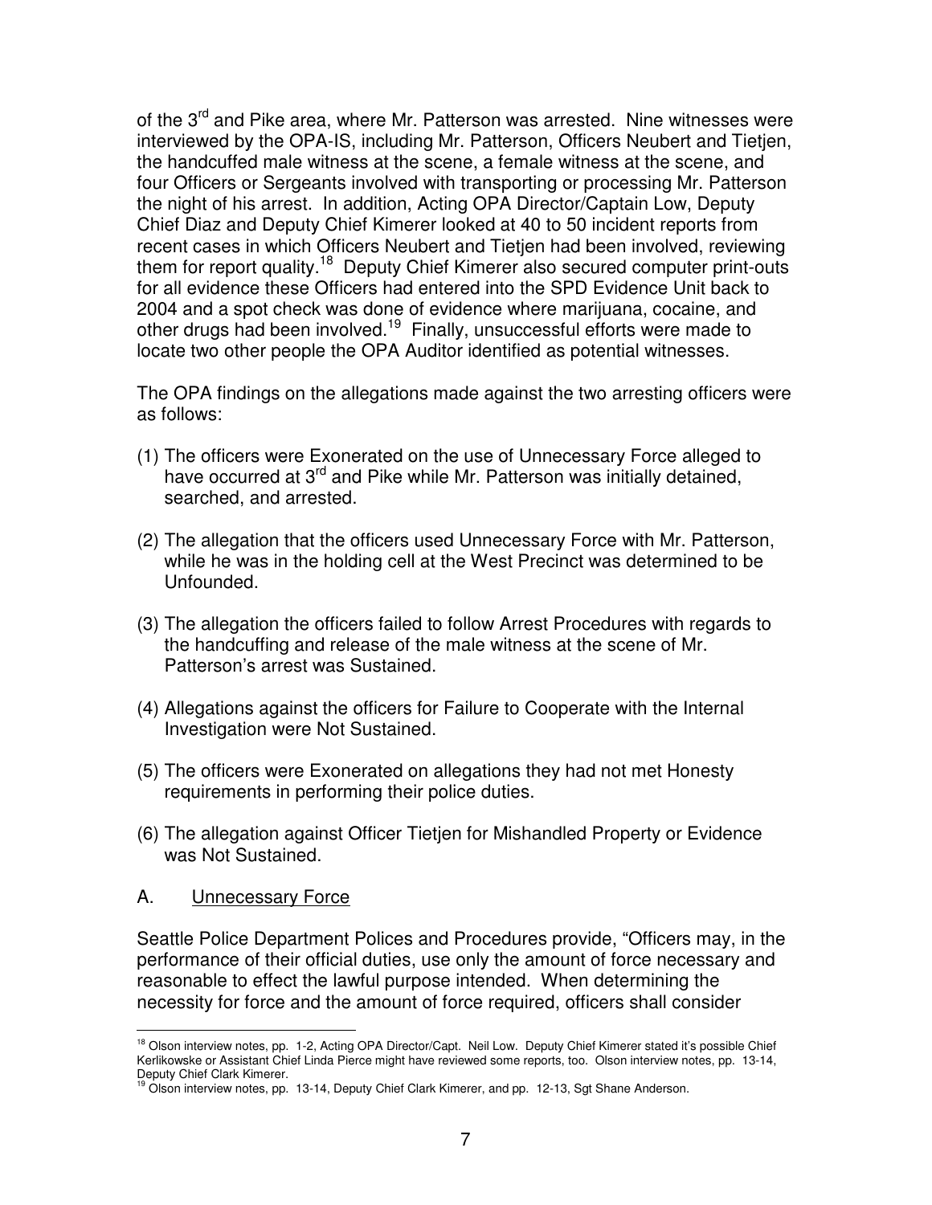of the 3rd and Pike area, where Mr. Patterson was arrested. Nine witnesses were interviewed by the OPA-IS, including Mr. Patterson, Officers Neubert and Tietjen, the handcuffed male witness at the scene, a female witness at the scene, and four Officers or Sergeants involved with transporting or processing Mr. Patterson the night of his arrest. In addition, Acting OPA Director/Captain Low, Deputy Chief Diaz and Deputy Chief Kimerer looked at 40 to 50 incident reports from recent cases in which Officers Neubert and Tietjen had been involved, reviewing them for report quality.[18] Deputy Chief Kimerer also secured computer print-outs for all evidence these Officers had entered into the SPD Evidence Unit back to 2004 and a spot check was done of evidence where marijuana, cocaine, and other drugs had been involved.[19] Finally, unsuccessful efforts were made to locate two other people the OPA Auditor identified as potential witnesses.

The OPA findings on the allegations made against the two arresting officers were as follows:

(1) The officers were Exonerated on the use of Unnecessary Force alleged to have occurred at 3rd and Pike while Mr. Patterson was initially detained, searched, and arrested.

(2) The allegation that the officers used Unnecessary Force with Mr. Patterson, while he was in the holding cell at the West Precinct was determined to be Unfounded.

(3) The allegation the officers failed to follow Arrest Procedures with regards to the handcuffing and release of the male witness at the scene of Mr. Patterson's arrest was Sustained.

(4) Allegations against the officers for Failure to Cooperate with the Internal Investigation were Not Sustained.

(5) The officers were Exonerated on allegations they had not met Honesty requirements in performing their police duties.

(6) The allegation against Officer Tietjen for Mishandled Property or Evidence was Not Sustained.

## A. Unnecessary Force

Seattle Police Department Polices and Procedures provide, "Officers may, in the performance of their official duties, use only the amount of force necessary and reasonable to effect the lawful purpose intended. When determining the necessity for force and the amount of force required, officers shall consider

---

[18] Olson interview notes, pp. 1-2, Acting OPA Director/Capt. Neil Low. Deputy Chief Kimerer stated it's possible Chief Kerlikowske or Assistant Chief Linda Pierce might have reviewed some reports, too. Olson interview notes, pp. 13-14, Deputy Chief Clark Kimerer.

[19] Olson interview notes, pp. 13-14, Deputy Chief Clark Kimerer, and pp. 12-13, Sgt Shane Anderson.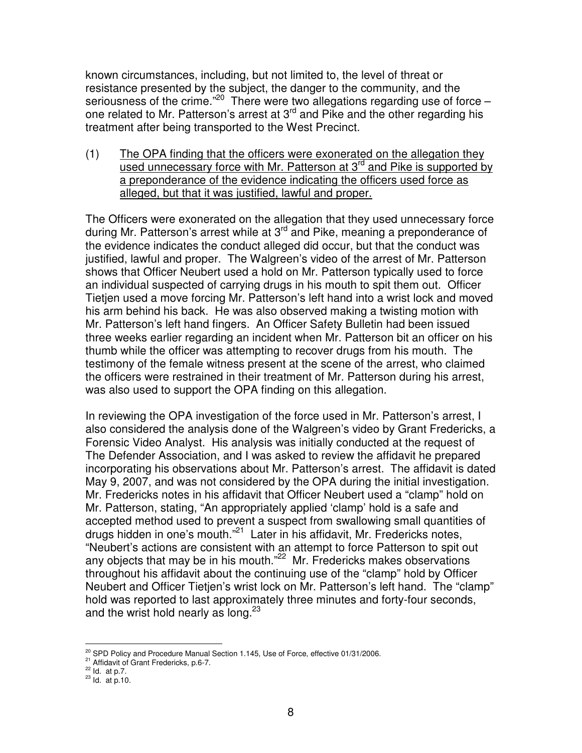known circumstances, including, but not limited to, the level of threat or resistance presented by the subject, the danger to the community, and the seriousness of the crime."[20] There were two allegations regarding use of force – one related to Mr. Patterson's arrest at 3rd and Pike and the other regarding his treatment after being transported to the West Precinct.

(1) <u>The OPA finding that the officers were exonerated on the allegation they used unnecessary force with Mr. Patterson at 3rd and Pike is supported by a preponderance of the evidence indicating the officers used force as alleged, but that it was justified, lawful and proper.</u>

The Officers were exonerated on the allegation that they used unnecessary force during Mr. Patterson's arrest while at 3rd and Pike, meaning a preponderance of the evidence indicates the conduct alleged did occur, but that the conduct was justified, lawful and proper. The Walgreen's video of the arrest of Mr. Patterson shows that Officer Neubert used a hold on Mr. Patterson typically used to force an individual suspected of carrying drugs in his mouth to spit them out. Officer Tietjen used a move forcing Mr. Patterson's left hand into a wrist lock and moved his arm behind his back. He was also observed making a twisting motion with Mr. Patterson's left hand fingers. An Officer Safety Bulletin had been issued three weeks earlier regarding an incident when Mr. Patterson bit an officer on his thumb while the officer was attempting to recover drugs from his mouth. The testimony of the female witness present at the scene of the arrest, who claimed the officers were restrained in their treatment of Mr. Patterson during his arrest, was also used to support the OPA finding on this allegation.

In reviewing the OPA investigation of the force used in Mr. Patterson's arrest, I also considered the analysis done of the Walgreen's video by Grant Fredericks, a Forensic Video Analyst. His analysis was initially conducted at the request of The Defender Association, and I was asked to review the affidavit he prepared incorporating his observations about Mr. Patterson's arrest. The affidavit is dated May 9, 2007, and was not considered by the OPA during the initial investigation. Mr. Fredericks notes in his affidavit that Officer Neubert used a "clamp" hold on Mr. Patterson, stating, "An appropriately applied 'clamp' hold is a safe and accepted method used to prevent a suspect from swallowing small quantities of drugs hidden in one's mouth."[21] Later in his affidavit, Mr. Fredericks notes, "Neubert's actions are consistent with an attempt to force Patterson to spit out any objects that may be in his mouth."[22] Mr. Fredericks makes observations throughout his affidavit about the continuing use of the "clamp" hold by Officer Neubert and Officer Tietjen's wrist lock on Mr. Patterson's left hand. The "clamp" hold was reported to last approximately three minutes and forty-four seconds, and the wrist hold nearly as long.[23]

---

[20] SPD Policy and Procedure Manual Section 1.145, Use of Force, effective 01/31/2006.
[21] Affidavit of Grant Fredericks, p.6-7.
[22] Id. at p.7.
[23] Id. at p.10.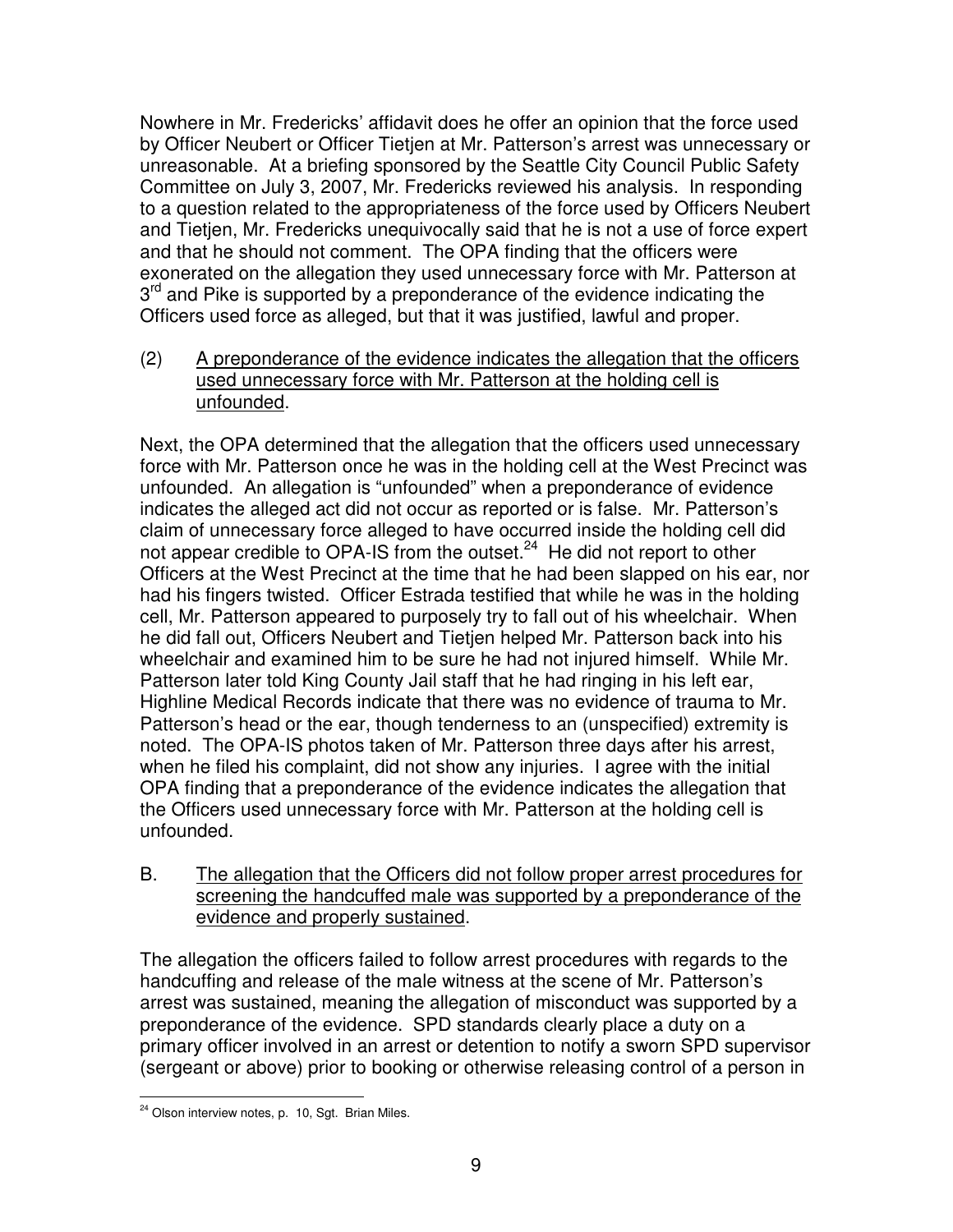Nowhere in Mr. Fredericks' affidavit does he offer an opinion that the force used by Officer Neubert or Officer Tietjen at Mr. Patterson's arrest was unnecessary or unreasonable. At a briefing sponsored by the Seattle City Council Public Safety Committee on July 3, 2007, Mr. Fredericks reviewed his analysis. In responding to a question related to the appropriateness of the force used by Officers Neubert and Tietjen, Mr. Fredericks unequivocally said that he is not a use of force expert and that he should not comment. The OPA finding that the officers were exonerated on the allegation they used unnecessary force with Mr. Patterson at 3rd and Pike is supported by a preponderance of the evidence indicating the Officers used force as alleged, but that it was justified, lawful and proper.

(2) <u>A preponderance of the evidence indicates the allegation that the officers used unnecessary force with Mr. Patterson at the holding cell is unfounded</u>.

Next, the OPA determined that the allegation that the officers used unnecessary force with Mr. Patterson once he was in the holding cell at the West Precinct was unfounded. An allegation is "unfounded" when a preponderance of evidence indicates the alleged act did not occur as reported or is false. Mr. Patterson's claim of unnecessary force alleged to have occurred inside the holding cell did not appear credible to OPA-IS from the outset.[24] He did not report to other Officers at the West Precinct at the time that he had been slapped on his ear, nor had his fingers twisted. Officer Estrada testified that while he was in the holding cell, Mr. Patterson appeared to purposely try to fall out of his wheelchair. When he did fall out, Officers Neubert and Tietjen helped Mr. Patterson back into his wheelchair and examined him to be sure he had not injured himself. While Mr. Patterson later told King County Jail staff that he had ringing in his left ear, Highline Medical Records indicate that there was no evidence of trauma to Mr. Patterson's head or the ear, though tenderness to an (unspecified) extremity is noted. The OPA-IS photos taken of Mr. Patterson three days after his arrest, when he filed his complaint, did not show any injuries. I agree with the initial OPA finding that a preponderance of the evidence indicates the allegation that the Officers used unnecessary force with Mr. Patterson at the holding cell is unfounded.

B. <u>The allegation that the Officers did not follow proper arrest procedures for screening the handcuffed male was supported by a preponderance of the evidence and properly sustained</u>.

The allegation the officers failed to follow arrest procedures with regards to the handcuffing and release of the male witness at the scene of Mr. Patterson's arrest was sustained, meaning the allegation of misconduct was supported by a preponderance of the evidence. SPD standards clearly place a duty on a primary officer involved in an arrest or detention to notify a sworn SPD supervisor (sergeant or above) prior to booking or otherwise releasing control of a person in

---

[24] Olson interview notes, p. 10, Sgt. Brian Miles.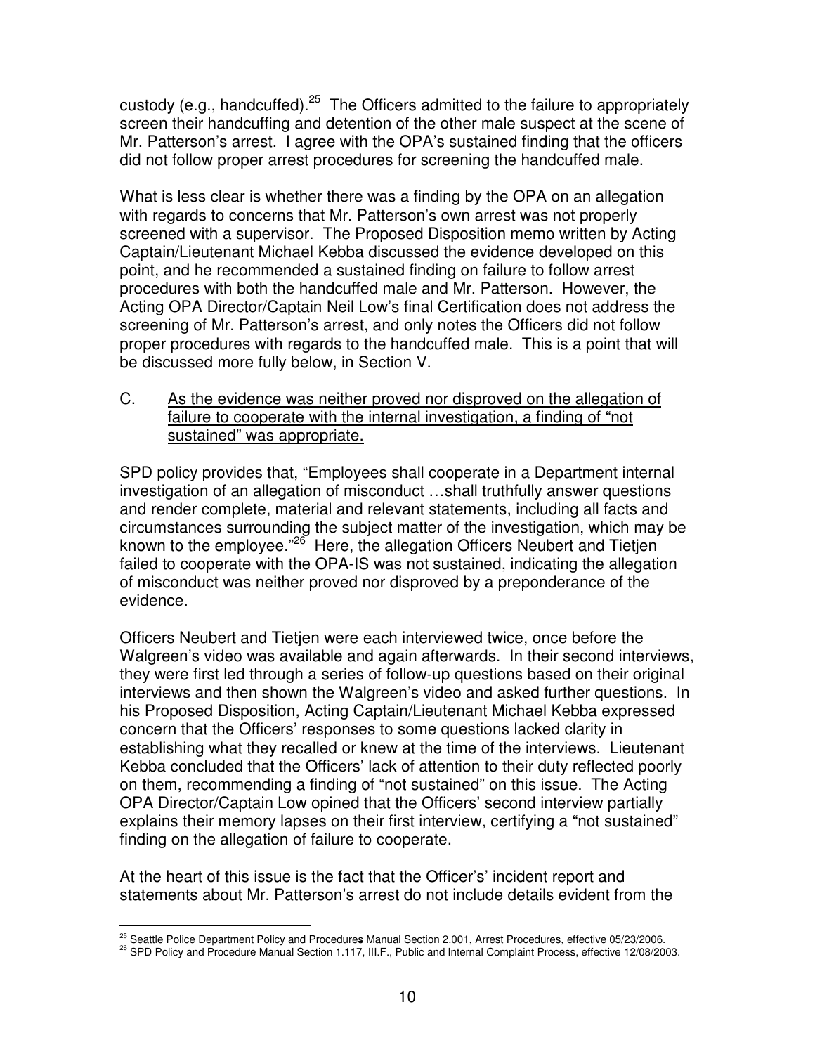custody (e.g., handcuffed).[25] The Officers admitted to the failure to appropriately screen their handcuffing and detention of the other male suspect at the scene of Mr. Patterson's arrest. I agree with the OPA's sustained finding that the officers did not follow proper arrest procedures for screening the handcuffed male.

What is less clear is whether there was a finding by the OPA on an allegation with regards to concerns that Mr. Patterson's own arrest was not properly screened with a supervisor. The Proposed Disposition memo written by Acting Captain/Lieutenant Michael Kebba discussed the evidence developed on this point, and he recommended a sustained finding on failure to follow arrest procedures with both the handcuffed male and Mr. Patterson. However, the Acting OPA Director/Captain Neil Low's final Certification does not address the screening of Mr. Patterson's arrest, and only notes the Officers did not follow proper procedures with regards to the handcuffed male. This is a point that will be discussed more fully below, in Section V.

C. <u>As the evidence was neither proved nor disproved on the allegation of failure to cooperate with the internal investigation, a finding of "not sustained" was appropriate.</u>

SPD policy provides that, "Employees shall cooperate in a Department internal investigation of an allegation of misconduct …shall truthfully answer questions and render complete, material and relevant statements, including all facts and circumstances surrounding the subject matter of the investigation, which may be known to the employee."[26] Here, the allegation Officers Neubert and Tietjen failed to cooperate with the OPA-IS was not sustained, indicating the allegation of misconduct was neither proved nor disproved by a preponderance of the evidence.

Officers Neubert and Tietjen were each interviewed twice, once before the Walgreen's video was available and again afterwards. In their second interviews, they were first led through a series of follow-up questions based on their original interviews and then shown the Walgreen's video and asked further questions. In his Proposed Disposition, Acting Captain/Lieutenant Michael Kebba expressed concern that the Officers' responses to some questions lacked clarity in establishing what they recalled or knew at the time of the interviews. Lieutenant Kebba concluded that the Officers' lack of attention to their duty reflected poorly on them, recommending a finding of "not sustained" on this issue. The Acting OPA Director/Captain Low opined that the Officers' second interview partially explains their memory lapses on their first interview, certifying a "not sustained" finding on the allegation of failure to cooperate.

At the heart of this issue is the fact that the Officer's' incident report and statements about Mr. Patterson's arrest do not include details evident from the

---

[25] Seattle Police Department Policy and Procedures Manual Section 2.001, Arrest Procedures, effective 05/23/2006.

[26] SPD Policy and Procedure Manual Section 1.117, III.F., Public and Internal Complaint Process, effective 12/08/2003.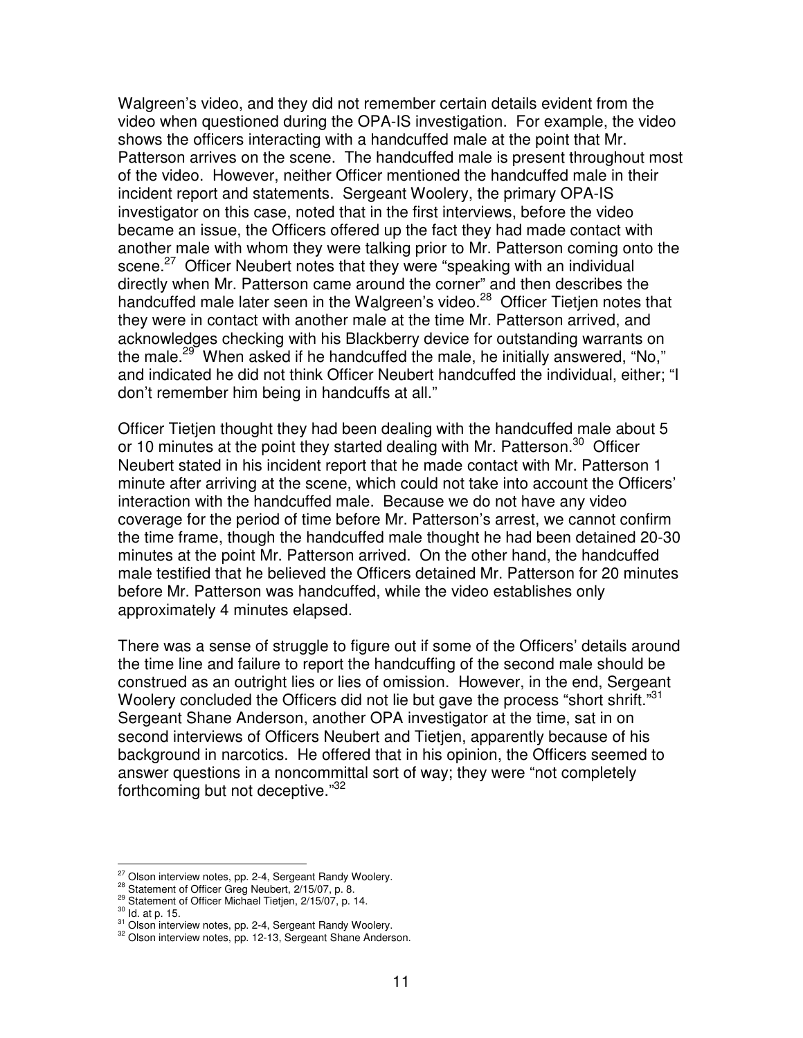Walgreen's video, and they did not remember certain details evident from the video when questioned during the OPA-IS investigation. For example, the video shows the officers interacting with a handcuffed male at the point that Mr. Patterson arrives on the scene. The handcuffed male is present throughout most of the video. However, neither Officer mentioned the handcuffed male in their incident report and statements. Sergeant Woolery, the primary OPA-IS investigator on this case, noted that in the first interviews, before the video became an issue, the Officers offered up the fact they had made contact with another male with whom they were talking prior to Mr. Patterson coming onto the scene.[27] Officer Neubert notes that they were "speaking with an individual directly when Mr. Patterson came around the corner" and then describes the handcuffed male later seen in the Walgreen's video.[28] Officer Tietjen notes that they were in contact with another male at the time Mr. Patterson arrived, and acknowledges checking with his Blackberry device for outstanding warrants on the male.[29] When asked if he handcuffed the male, he initially answered, "No," and indicated he did not think Officer Neubert handcuffed the individual, either; "I don't remember him being in handcuffs at all."

Officer Tietjen thought they had been dealing with the handcuffed male about 5 or 10 minutes at the point they started dealing with Mr. Patterson.[30] Officer Neubert stated in his incident report that he made contact with Mr. Patterson 1 minute after arriving at the scene, which could not take into account the Officers' interaction with the handcuffed male. Because we do not have any video coverage for the period of time before Mr. Patterson's arrest, we cannot confirm the time frame, though the handcuffed male thought he had been detained 20-30 minutes at the point Mr. Patterson arrived. On the other hand, the handcuffed male testified that he believed the Officers detained Mr. Patterson for 20 minutes before Mr. Patterson was handcuffed, while the video establishes only approximately 4 minutes elapsed.

There was a sense of struggle to figure out if some of the Officers' details around the time line and failure to report the handcuffing of the second male should be construed as an outright lies or lies of omission. However, in the end, Sergeant Woolery concluded the Officers did not lie but gave the process "short shrift."[31] Sergeant Shane Anderson, another OPA investigator at the time, sat in on second interviews of Officers Neubert and Tietjen, apparently because of his background in narcotics. He offered that in his opinion, the Officers seemed to answer questions in a noncommittal sort of way; they were "not completely forthcoming but not deceptive."[32]

---

[27] Olson interview notes, pp. 2-4, Sergeant Randy Woolery.
[28] Statement of Officer Greg Neubert, 2/15/07, p. 8.
[29] Statement of Officer Michael Tietjen, 2/15/07, p. 14.
[30] Id. at p. 15.
[31] Olson interview notes, pp. 2-4, Sergeant Randy Woolery.
[32] Olson interview notes, pp. 12-13, Sergeant Shane Anderson.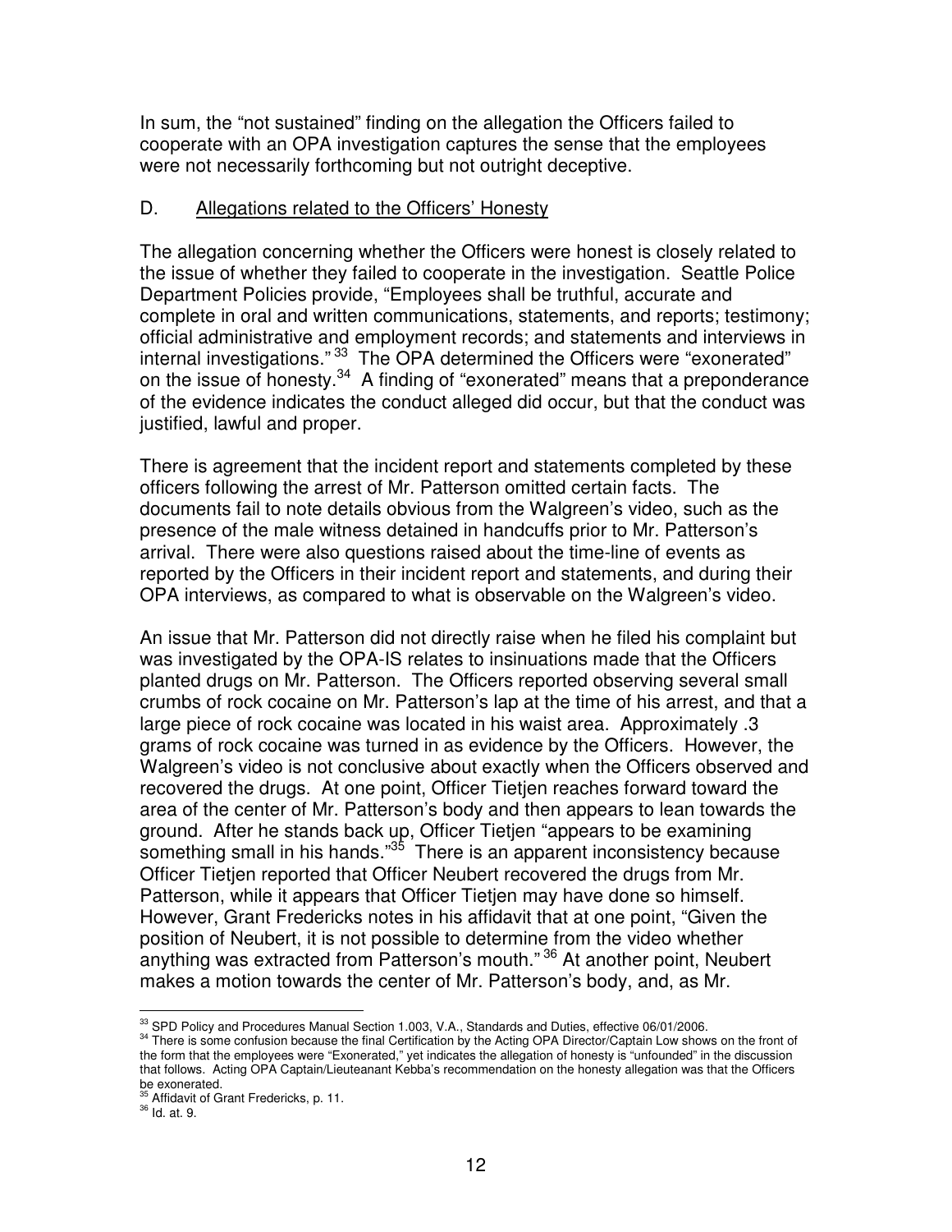In sum, the "not sustained" finding on the allegation the Officers failed to cooperate with an OPA investigation captures the sense that the employees were not necessarily forthcoming but not outright deceptive.

D. Allegations related to the Officers' Honesty

The allegation concerning whether the Officers were honest is closely related to the issue of whether they failed to cooperate in the investigation. Seattle Police Department Policies provide, "Employees shall be truthful, accurate and complete in oral and written communications, statements, and reports; testimony; official administrative and employment records; and statements and interviews in internal investigations." [33] The OPA determined the Officers were "exonerated" on the issue of honesty.[34] A finding of "exonerated" means that a preponderance of the evidence indicates the conduct alleged did occur, but that the conduct was justified, lawful and proper.

There is agreement that the incident report and statements completed by these officers following the arrest of Mr. Patterson omitted certain facts. The documents fail to note details obvious from the Walgreen's video, such as the presence of the male witness detained in handcuffs prior to Mr. Patterson's arrival. There were also questions raised about the time-line of events as reported by the Officers in their incident report and statements, and during their OPA interviews, as compared to what is observable on the Walgreen's video.

An issue that Mr. Patterson did not directly raise when he filed his complaint but was investigated by the OPA-IS relates to insinuations made that the Officers planted drugs on Mr. Patterson. The Officers reported observing several small crumbs of rock cocaine on Mr. Patterson's lap at the time of his arrest, and that a large piece of rock cocaine was located in his waist area. Approximately .3 grams of rock cocaine was turned in as evidence by the Officers. However, the Walgreen's video is not conclusive about exactly when the Officers observed and recovered the drugs. At one point, Officer Tietjen reaches forward toward the area of the center of Mr. Patterson's body and then appears to lean towards the ground. After he stands back up, Officer Tietjen "appears to be examining something small in his hands."[35] There is an apparent inconsistency because Officer Tietjen reported that Officer Neubert recovered the drugs from Mr. Patterson, while it appears that Officer Tietjen may have done so himself. However, Grant Fredericks notes in his affidavit that at one point, "Given the position of Neubert, it is not possible to determine from the video whether anything was extracted from Patterson's mouth." [36] At another point, Neubert makes a motion towards the center of Mr. Patterson's body, and, as Mr.

---

[33] SPD Policy and Procedures Manual Section 1.003, V.A., Standards and Duties, effective 06/01/2006.

[34] There is some confusion because the final Certification by the Acting OPA Director/Captain Low shows on the front of the form that the employees were "Exonerated," yet indicates the allegation of honesty is "unfounded" in the discussion that follows. Acting OPA Captain/Lieuteanant Kebba's recommendation on the honesty allegation was that the Officers be exonerated.

[35] Affidavit of Grant Fredericks, p. 11.

[36] Id. at. 9.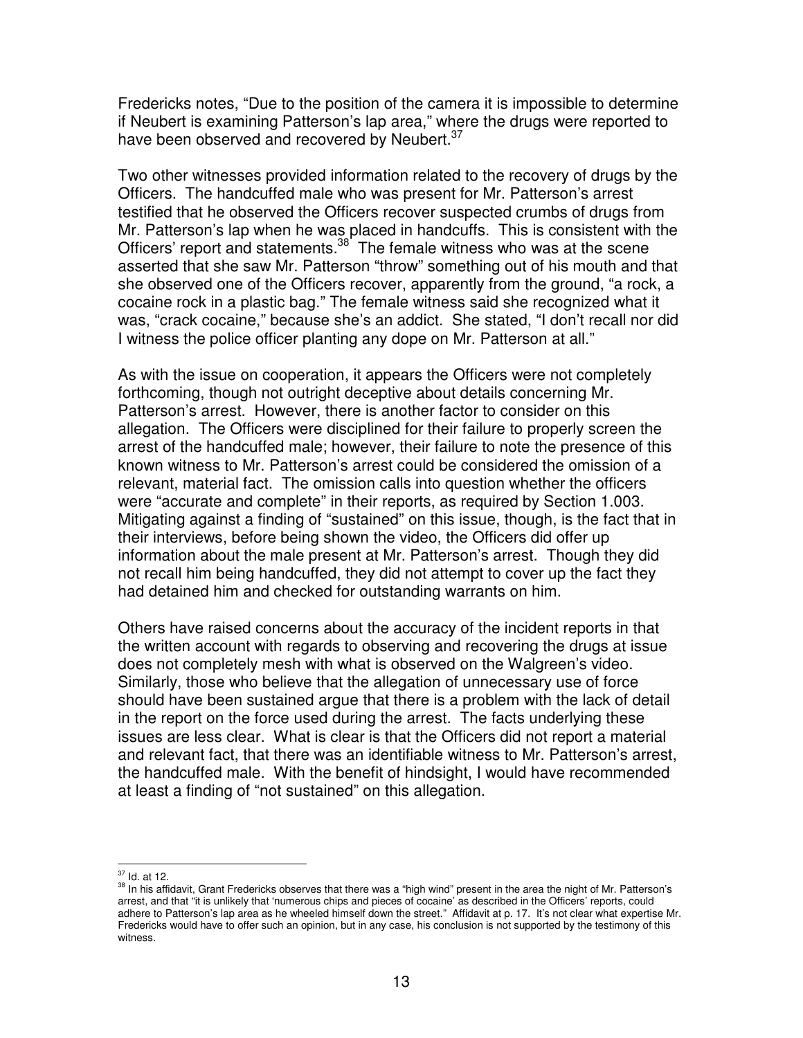Fredericks notes, "Due to the position of the camera it is impossible to determine if Neubert is examining Patterson's lap area," where the drugs were reported to have been observed and recovered by Neubert.[37]

Two other witnesses provided information related to the recovery of drugs by the Officers. The handcuffed male who was present for Mr. Patterson's arrest testified that he observed the Officers recover suspected crumbs of drugs from Mr. Patterson's lap when he was placed in handcuffs. This is consistent with the Officers' report and statements.[38] The female witness who was at the scene asserted that she saw Mr. Patterson "throw" something out of his mouth and that she observed one of the Officers recover, apparently from the ground, "a rock, a cocaine rock in a plastic bag." The female witness said she recognized what it was, "crack cocaine," because she's an addict. She stated, "I don't recall nor did I witness the police officer planting any dope on Mr. Patterson at all."

As with the issue on cooperation, it appears the Officers were not completely forthcoming, though not outright deceptive about details concerning Mr. Patterson's arrest. However, there is another factor to consider on this allegation. The Officers were disciplined for their failure to properly screen the arrest of the handcuffed male; however, their failure to note the presence of this known witness to Mr. Patterson's arrest could be considered the omission of a relevant, material fact. The omission calls into question whether the officers were "accurate and complete" in their reports, as required by Section 1.003. Mitigating against a finding of "sustained" on this issue, though, is the fact that in their interviews, before being shown the video, the Officers did offer up information about the male present at Mr. Patterson's arrest. Though they did not recall him being handcuffed, they did not attempt to cover up the fact they had detained him and checked for outstanding warrants on him.

Others have raised concerns about the accuracy of the incident reports in that the written account with regards to observing and recovering the drugs at issue does not completely mesh with what is observed on the Walgreen's video. Similarly, those who believe that the allegation of unnecessary use of force should have been sustained argue that there is a problem with the lack of detail in the report on the force used during the arrest. The facts underlying these issues are less clear. What is clear is that the Officers did not report a material and relevant fact, that there was an identifiable witness to Mr. Patterson's arrest, the handcuffed male. With the benefit of hindsight, I would have recommended at least a finding of "not sustained" on this allegation.

---

[37] Id. at 12.

[38] In his affidavit, Grant Fredericks observes that there was a "high wind" present in the area the night of Mr. Patterson's arrest, and that "it is unlikely that 'numerous chips and pieces of cocaine' as described in the Officers' reports, could adhere to Patterson's lap area as he wheeled himself down the street." Affidavit at p. 17. It's not clear what expertise Mr. Fredericks would have to offer such an opinion, but in any case, his conclusion is not supported by the testimony of this witness.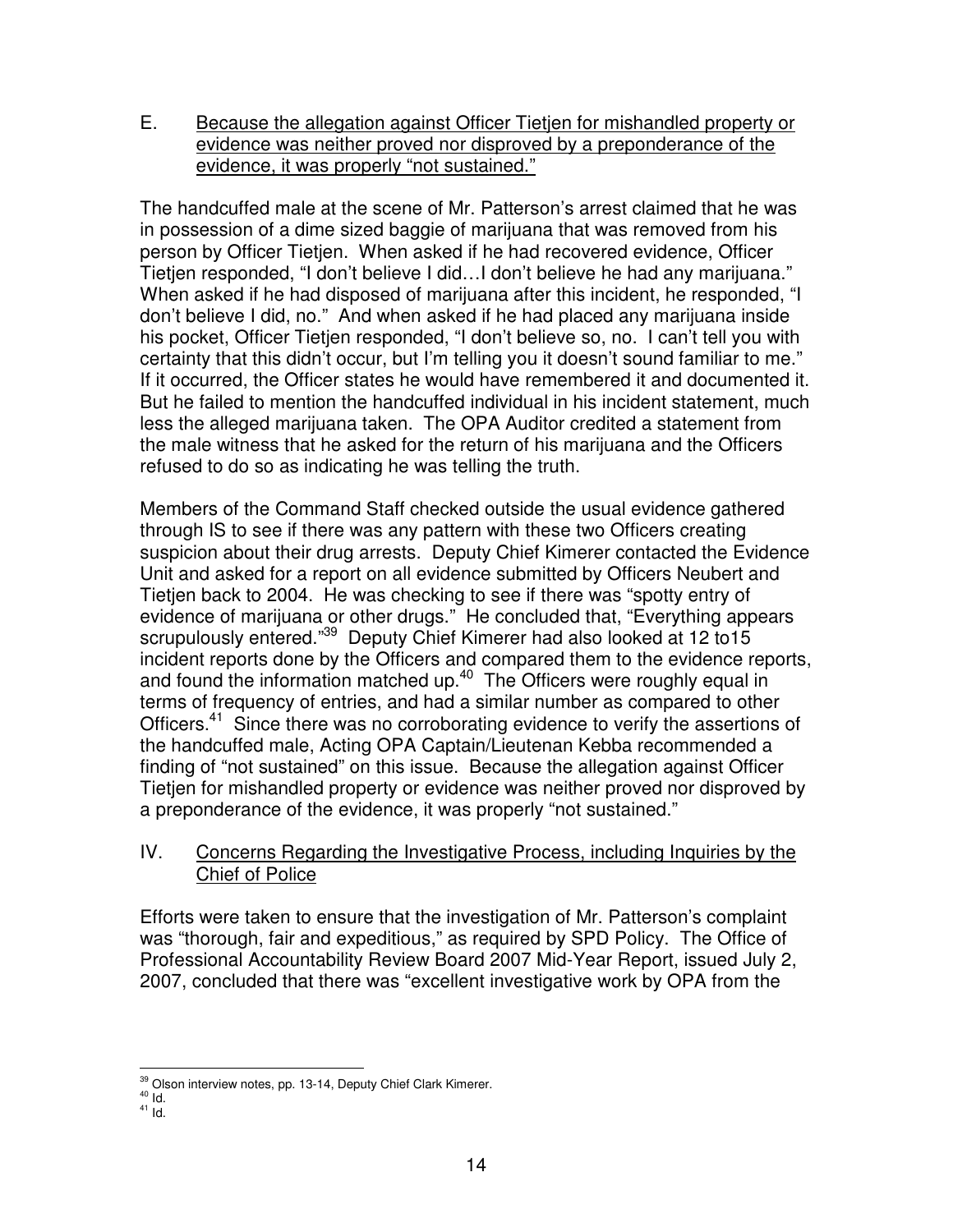E. Because the allegation against Officer Tietjen for mishandled property or evidence was neither proved nor disproved by a preponderance of the evidence, it was properly "not sustained."

The handcuffed male at the scene of Mr. Patterson's arrest claimed that he was in possession of a dime sized baggie of marijuana that was removed from his person by Officer Tietjen. When asked if he had recovered evidence, Officer Tietjen responded, "I don't believe I did…I don't believe he had any marijuana." When asked if he had disposed of marijuana after this incident, he responded, "I don't believe I did, no." And when asked if he had placed any marijuana inside his pocket, Officer Tietjen responded, "I don't believe so, no. I can't tell you with certainty that this didn't occur, but I'm telling you it doesn't sound familiar to me." If it occurred, the Officer states he would have remembered it and documented it. But he failed to mention the handcuffed individual in his incident statement, much less the alleged marijuana taken. The OPA Auditor credited a statement from the male witness that he asked for the return of his marijuana and the Officers refused to do so as indicating he was telling the truth.

Members of the Command Staff checked outside the usual evidence gathered through IS to see if there was any pattern with these two Officers creating suspicion about their drug arrests. Deputy Chief Kimerer contacted the Evidence Unit and asked for a report on all evidence submitted by Officers Neubert and Tietjen back to 2004. He was checking to see if there was "spotty entry of evidence of marijuana or other drugs." He concluded that, "Everything appears scrupulously entered."[39] Deputy Chief Kimerer had also looked at 12 to15 incident reports done by the Officers and compared them to the evidence reports, and found the information matched up.[40] The Officers were roughly equal in terms of frequency of entries, and had a similar number as compared to other Officers.[41] Since there was no corroborating evidence to verify the assertions of the handcuffed male, Acting OPA Captain/Lieutenan Kebba recommended a finding of "not sustained" on this issue. Because the allegation against Officer Tietjen for mishandled property or evidence was neither proved nor disproved by a preponderance of the evidence, it was properly "not sustained."

IV. Concerns Regarding the Investigative Process, including Inquiries by the Chief of Police

Efforts were taken to ensure that the investigation of Mr. Patterson's complaint was "thorough, fair and expeditious," as required by SPD Policy. The Office of Professional Accountability Review Board 2007 Mid-Year Report, issued July 2, 2007, concluded that there was "excellent investigative work by OPA from the

---

[39] Olson interview notes, pp. 13-14, Deputy Chief Clark Kimerer.
[40] Id.
[41] Id.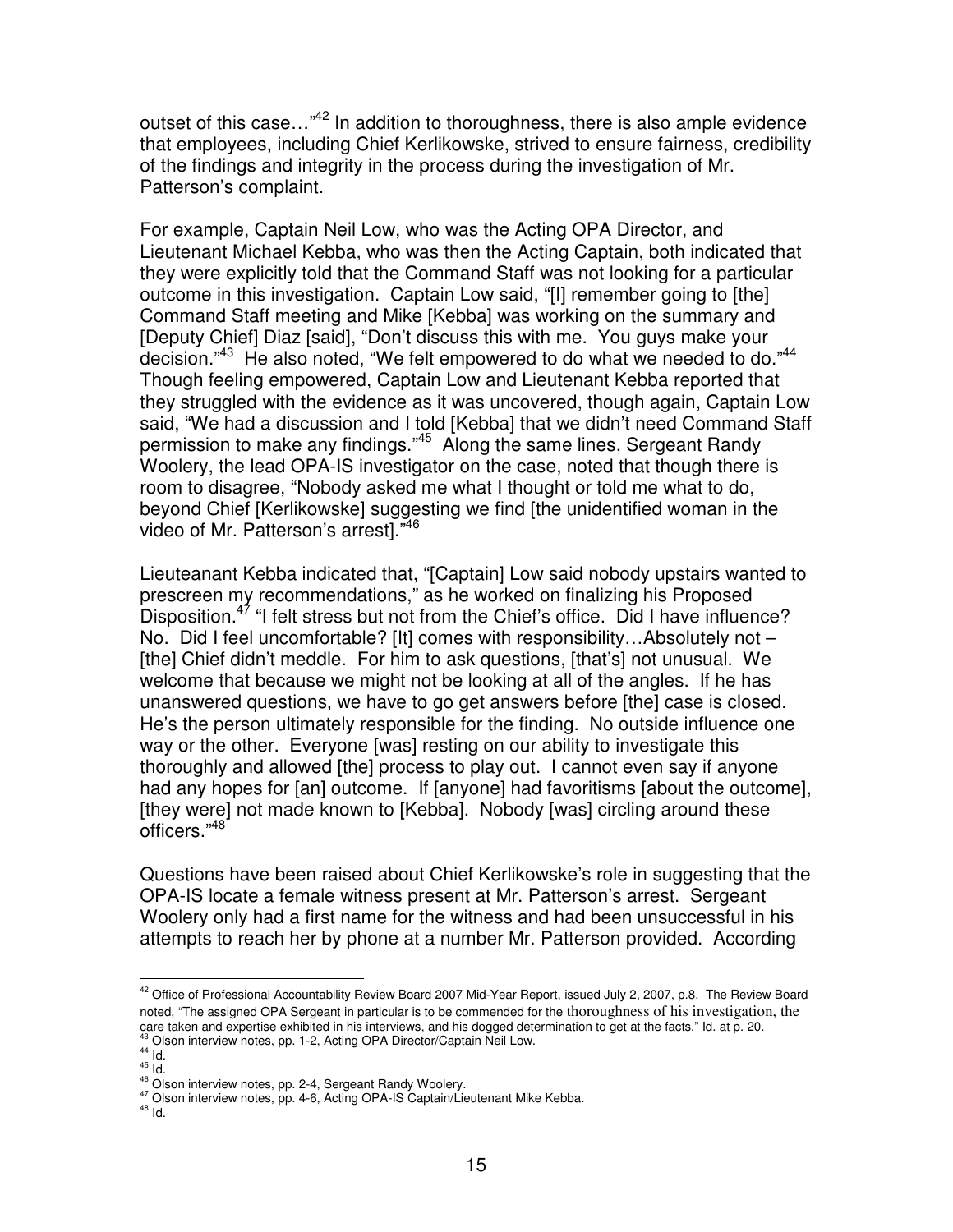outset of this case…"[42] In addition to thoroughness, there is also ample evidence that employees, including Chief Kerlikowske, strived to ensure fairness, credibility of the findings and integrity in the process during the investigation of Mr. Patterson's complaint.

For example, Captain Neil Low, who was the Acting OPA Director, and Lieutenant Michael Kebba, who was then the Acting Captain, both indicated that they were explicitly told that the Command Staff was not looking for a particular outcome in this investigation. Captain Low said, "[I] remember going to [the] Command Staff meeting and Mike [Kebba] was working on the summary and [Deputy Chief] Diaz [said], "Don't discuss this with me. You guys make your decision."[43] He also noted, "We felt empowered to do what we needed to do."[44] Though feeling empowered, Captain Low and Lieutenant Kebba reported that they struggled with the evidence as it was uncovered, though again, Captain Low said, "We had a discussion and I told [Kebba] that we didn't need Command Staff permission to make any findings."[45] Along the same lines, Sergeant Randy Woolery, the lead OPA-IS investigator on the case, noted that though there is room to disagree, "Nobody asked me what I thought or told me what to do, beyond Chief [Kerlikowske] suggesting we find [the unidentified woman in the video of Mr. Patterson's arrest]."[46]

Lieuteanant Kebba indicated that, "[Captain] Low said nobody upstairs wanted to prescreen my recommendations," as he worked on finalizing his Proposed Disposition.[47] "I felt stress but not from the Chief's office. Did I have influence? No. Did I feel uncomfortable? [It] comes with responsibility…Absolutely not – [the] Chief didn't meddle. For him to ask questions, [that's] not unusual. We welcome that because we might not be looking at all of the angles. If he has unanswered questions, we have to go get answers before [the] case is closed. He's the person ultimately responsible for the finding. No outside influence one way or the other. Everyone [was] resting on our ability to investigate this thoroughly and allowed [the] process to play out. I cannot even say if anyone had any hopes for [an] outcome. If [anyone] had favoritisms [about the outcome], [they were] not made known to [Kebba]. Nobody [was] circling around these officers."[48]

Questions have been raised about Chief Kerlikowske's role in suggesting that the OPA-IS locate a female witness present at Mr. Patterson's arrest. Sergeant Woolery only had a first name for the witness and had been unsuccessful in his attempts to reach her by phone at a number Mr. Patterson provided. According

---

[42] Office of Professional Accountability Review Board 2007 Mid-Year Report, issued July 2, 2007, p.8. The Review Board noted, "The assigned OPA Sergeant in particular is to be commended for the thoroughness of his investigation, the care taken and expertise exhibited in his interviews, and his dogged determination to get at the facts." Id. at p. 20.

[43] Olson interview notes, pp. 1-2, Acting OPA Director/Captain Neil Low.

[44] Id.

[45] Id.

[46] Olson interview notes, pp. 2-4, Sergeant Randy Woolery.

[47] Olson interview notes, pp. 4-6, Acting OPA-IS Captain/Lieutenant Mike Kebba.

[48] Id.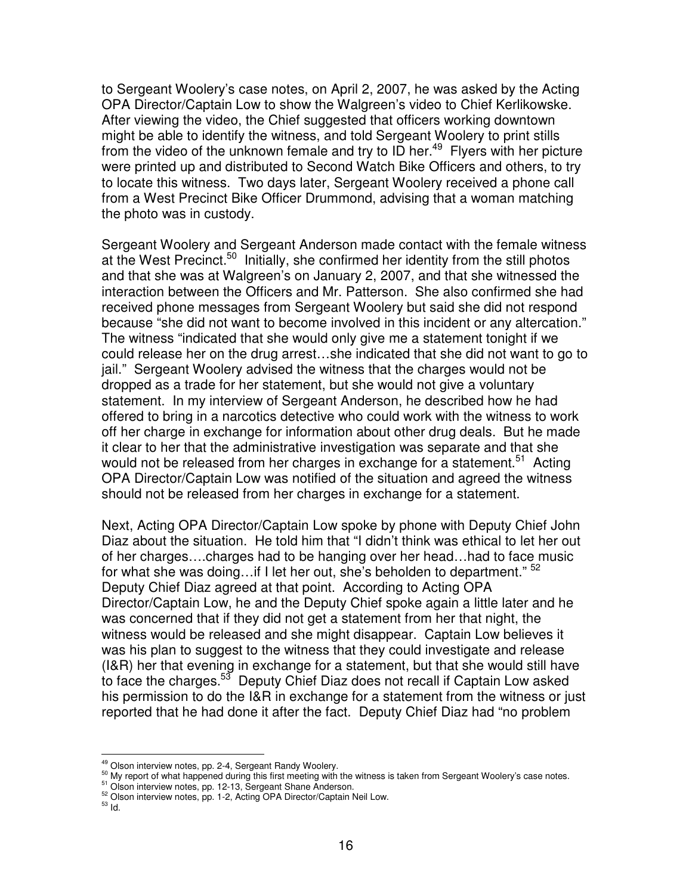to Sergeant Woolery's case notes, on April 2, 2007, he was asked by the Acting OPA Director/Captain Low to show the Walgreen's video to Chief Kerlikowske. After viewing the video, the Chief suggested that officers working downtown might be able to identify the witness, and told Sergeant Woolery to print stills from the video of the unknown female and try to ID her.[49] Flyers with her picture were printed up and distributed to Second Watch Bike Officers and others, to try to locate this witness. Two days later, Sergeant Woolery received a phone call from a West Precinct Bike Officer Drummond, advising that a woman matching the photo was in custody.

Sergeant Woolery and Sergeant Anderson made contact with the female witness at the West Precinct.[50] Initially, she confirmed her identity from the still photos and that she was at Walgreen's on January 2, 2007, and that she witnessed the interaction between the Officers and Mr. Patterson. She also confirmed she had received phone messages from Sergeant Woolery but said she did not respond because "she did not want to become involved in this incident or any altercation." The witness "indicated that she would only give me a statement tonight if we could release her on the drug arrest…she indicated that she did not want to go to jail." Sergeant Woolery advised the witness that the charges would not be dropped as a trade for her statement, but she would not give a voluntary statement. In my interview of Sergeant Anderson, he described how he had offered to bring in a narcotics detective who could work with the witness to work off her charge in exchange for information about other drug deals. But he made it clear to her that the administrative investigation was separate and that she would not be released from her charges in exchange for a statement.[51] Acting OPA Director/Captain Low was notified of the situation and agreed the witness should not be released from her charges in exchange for a statement.

Next, Acting OPA Director/Captain Low spoke by phone with Deputy Chief John Diaz about the situation. He told him that "I didn't think was ethical to let her out of her charges….charges had to be hanging over her head…had to face music for what she was doing…if I let her out, she's beholden to department." [52] Deputy Chief Diaz agreed at that point. According to Acting OPA Director/Captain Low, he and the Deputy Chief spoke again a little later and he was concerned that if they did not get a statement from her that night, the witness would be released and she might disappear. Captain Low believes it was his plan to suggest to the witness that they could investigate and release (I&R) her that evening in exchange for a statement, but that she would still have to face the charges.[53] Deputy Chief Diaz does not recall if Captain Low asked his permission to do the I&R in exchange for a statement from the witness or just reported that he had done it after the fact. Deputy Chief Diaz had "no problem

---

[49] Olson interview notes, pp. 2-4, Sergeant Randy Woolery.

[50] My report of what happened during this first meeting with the witness is taken from Sergeant Woolery's case notes.

[51] Olson interview notes, pp. 12-13, Sergeant Shane Anderson.

[52] Olson interview notes, pp. 1-2, Acting OPA Director/Captain Neil Low.

[53] Id.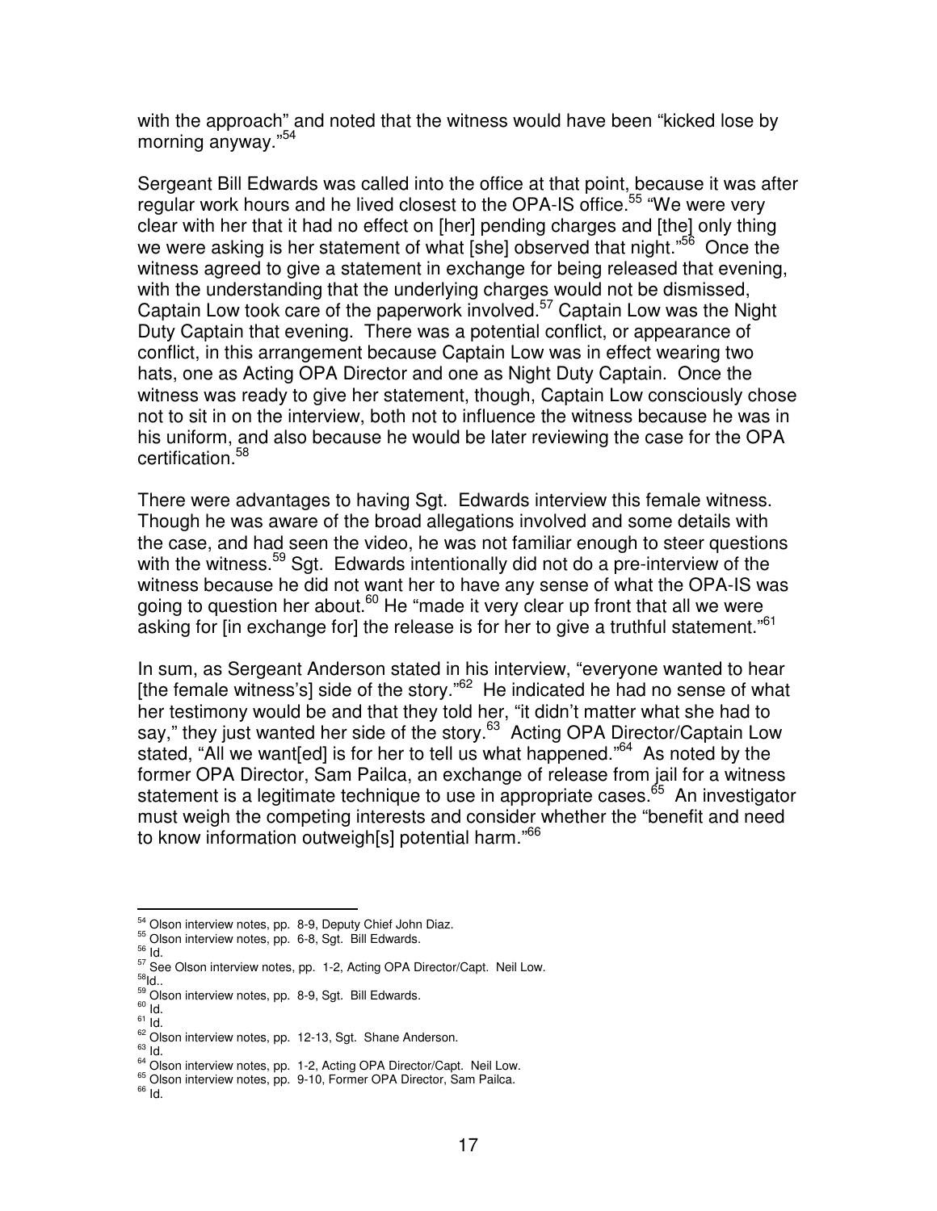with the approach" and noted that the witness would have been "kicked lose by morning anyway."[54]

Sergeant Bill Edwards was called into the office at that point, because it was after regular work hours and he lived closest to the OPA-IS office.[55] "We were very clear with her that it had no effect on [her] pending charges and [the] only thing we were asking is her statement of what [she] observed that night."[56] Once the witness agreed to give a statement in exchange for being released that evening, with the understanding that the underlying charges would not be dismissed, Captain Low took care of the paperwork involved.[57] Captain Low was the Night Duty Captain that evening. There was a potential conflict, or appearance of conflict, in this arrangement because Captain Low was in effect wearing two hats, one as Acting OPA Director and one as Night Duty Captain. Once the witness was ready to give her statement, though, Captain Low consciously chose not to sit in on the interview, both not to influence the witness because he was in his uniform, and also because he would be later reviewing the case for the OPA certification.[58]

There were advantages to having Sgt. Edwards interview this female witness. Though he was aware of the broad allegations involved and some details with the case, and had seen the video, he was not familiar enough to steer questions with the witness.[59] Sgt. Edwards intentionally did not do a pre-interview of the witness because he did not want her to have any sense of what the OPA-IS was going to question her about.[60] He "made it very clear up front that all we were asking for [in exchange for] the release is for her to give a truthful statement."[61]

In sum, as Sergeant Anderson stated in his interview, "everyone wanted to hear [the female witness's] side of the story."[62] He indicated he had no sense of what her testimony would be and that they told her, "it didn't matter what she had to say," they just wanted her side of the story.[63] Acting OPA Director/Captain Low stated, "All we want[ed] is for her to tell us what happened."[64] As noted by the former OPA Director, Sam Pailca, an exchange of release from jail for a witness statement is a legitimate technique to use in appropriate cases.[65] An investigator must weigh the competing interests and consider whether the "benefit and need to know information outweigh[s] potential harm."[66]

---

[54] Olson interview notes, pp. 8-9, Deputy Chief John Diaz.
[55] Olson interview notes, pp. 6-8, Sgt. Bill Edwards.
[56] Id.
[57] See Olson interview notes, pp. 1-2, Acting OPA Director/Capt. Neil Low.
[58] Id..
[59] Olson interview notes, pp. 8-9, Sgt. Bill Edwards.
[60] Id.
[61] Id.
[62] Olson interview notes, pp. 12-13, Sgt. Shane Anderson.
[63] Id.
[64] Olson interview notes, pp. 1-2, Acting OPA Director/Capt. Neil Low.
[65] Olson interview notes, pp. 9-10, Former OPA Director, Sam Pailca.
[66] Id.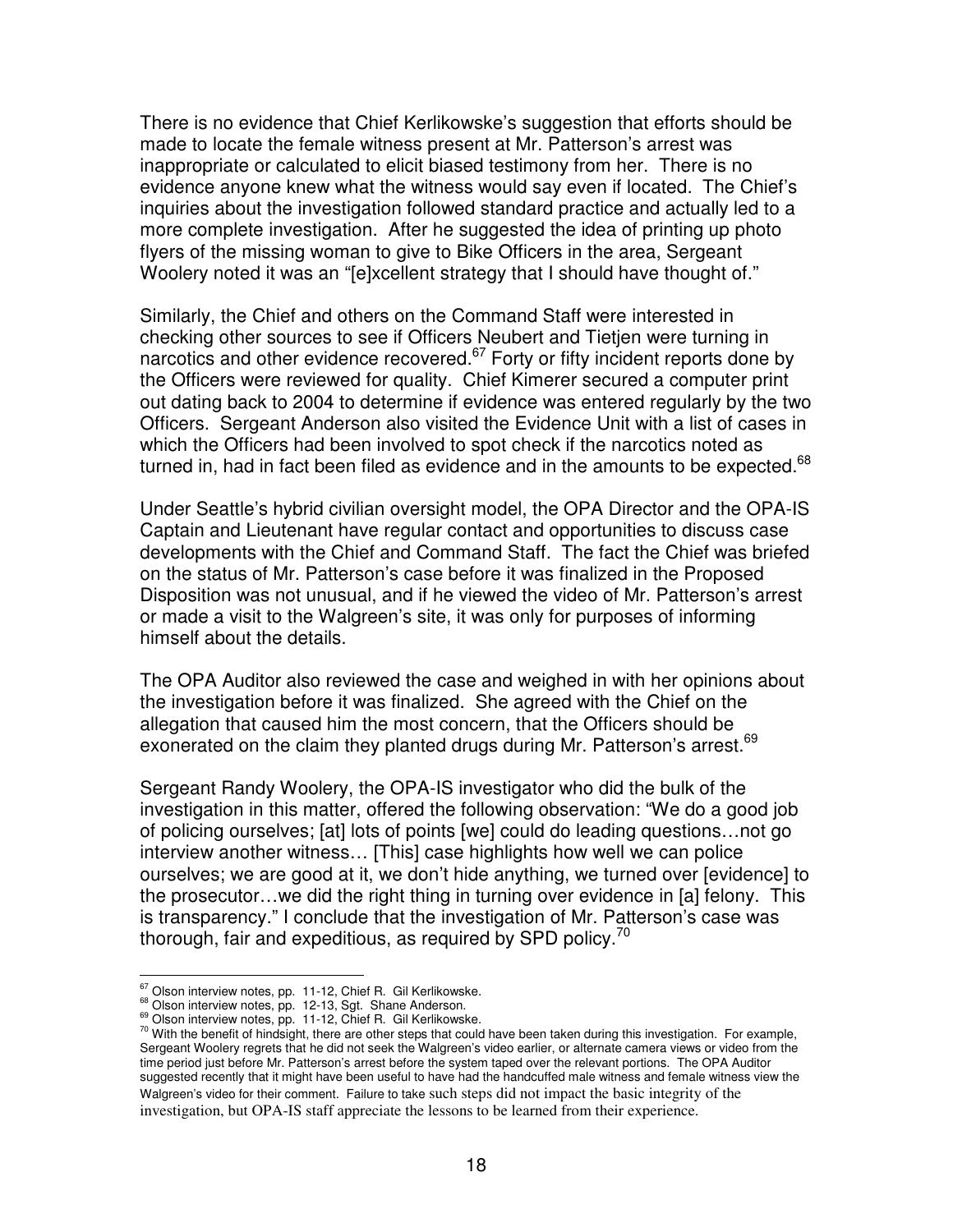There is no evidence that Chief Kerlikowske's suggestion that efforts should be made to locate the female witness present at Mr. Patterson's arrest was inappropriate or calculated to elicit biased testimony from her. There is no evidence anyone knew what the witness would say even if located. The Chief's inquiries about the investigation followed standard practice and actually led to a more complete investigation. After he suggested the idea of printing up photo flyers of the missing woman to give to Bike Officers in the area, Sergeant Woolery noted it was an "[e]xcellent strategy that I should have thought of."

Similarly, the Chief and others on the Command Staff were interested in checking other sources to see if Officers Neubert and Tietjen were turning in narcotics and other evidence recovered.[67] Forty or fifty incident reports done by the Officers were reviewed for quality. Chief Kimerer secured a computer print out dating back to 2004 to determine if evidence was entered regularly by the two Officers. Sergeant Anderson also visited the Evidence Unit with a list of cases in which the Officers had been involved to spot check if the narcotics noted as turned in, had in fact been filed as evidence and in the amounts to be expected.[68]

Under Seattle's hybrid civilian oversight model, the OPA Director and the OPA-IS Captain and Lieutenant have regular contact and opportunities to discuss case developments with the Chief and Command Staff. The fact the Chief was briefed on the status of Mr. Patterson's case before it was finalized in the Proposed Disposition was not unusual, and if he viewed the video of Mr. Patterson's arrest or made a visit to the Walgreen's site, it was only for purposes of informing himself about the details.

The OPA Auditor also reviewed the case and weighed in with her opinions about the investigation before it was finalized. She agreed with the Chief on the allegation that caused him the most concern, that the Officers should be exonerated on the claim they planted drugs during Mr. Patterson's arrest.[69]

Sergeant Randy Woolery, the OPA-IS investigator who did the bulk of the investigation in this matter, offered the following observation: "We do a good job of policing ourselves; [at] lots of points [we] could do leading questions…not go interview another witness… [This] case highlights how well we can police ourselves; we are good at it, we don't hide anything, we turned over [evidence] to the prosecutor…we did the right thing in turning over evidence in [a] felony. This is transparency." I conclude that the investigation of Mr. Patterson's case was thorough, fair and expeditious, as required by SPD policy.[70]

---

[67] Olson interview notes, pp. 11-12, Chief R. Gil Kerlikowske.

[68] Olson interview notes, pp. 12-13, Sgt. Shane Anderson.

[69] Olson interview notes, pp. 11-12, Chief R. Gil Kerlikowske.

[70] With the benefit of hindsight, there are other steps that could have been taken during this investigation. For example, Sergeant Woolery regrets that he did not seek the Walgreen's video earlier, or alternate camera views or video from the time period just before Mr. Patterson's arrest before the system taped over the relevant portions. The OPA Auditor suggested recently that it might have been useful to have had the handcuffed male witness and female witness view the Walgreen's video for their comment. Failure to take such steps did not impact the basic integrity of the investigation, but OPA-IS staff appreciate the lessons to be learned from their experience.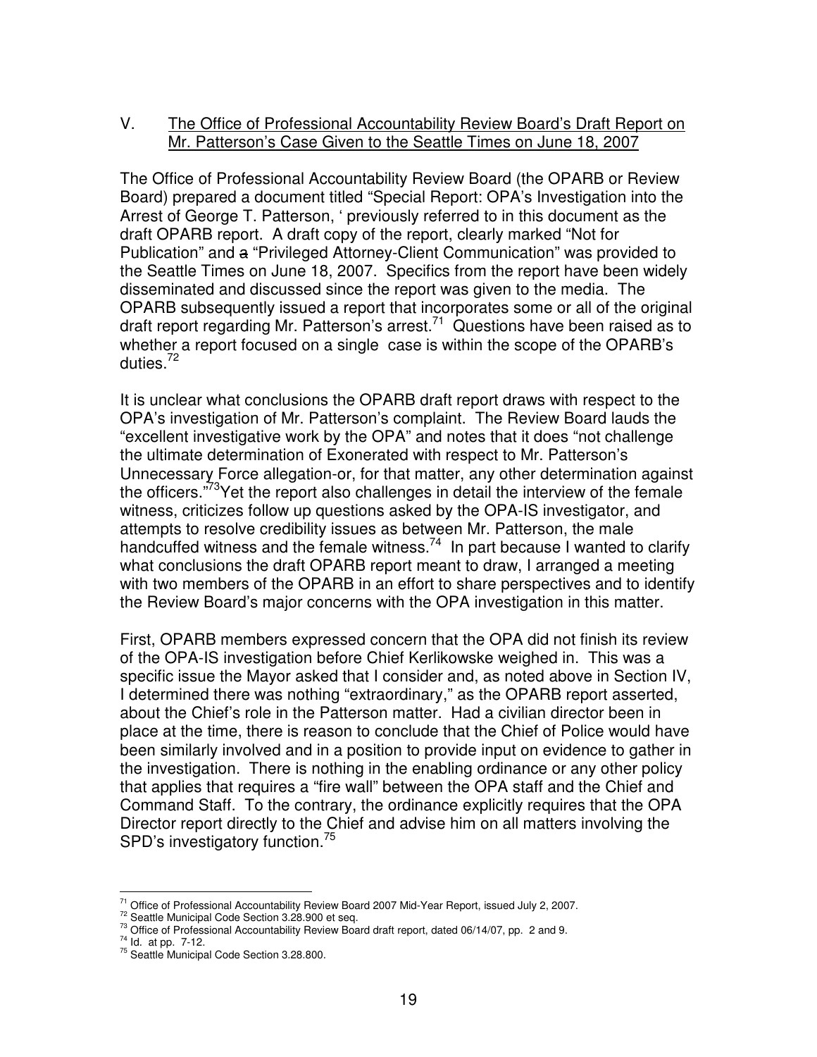## V. The Office of Professional Accountability Review Board's Draft Report on Mr. Patterson's Case Given to the Seattle Times on June 18, 2007

The Office of Professional Accountability Review Board (the OPARB or Review Board) prepared a document titled "Special Report: OPA's Investigation into the Arrest of George T. Patterson, ' previously referred to in this document as the draft OPARB report. A draft copy of the report, clearly marked "Not for Publication" and ~~a~~ "Privileged Attorney-Client Communication" was provided to the Seattle Times on June 18, 2007. Specifics from the report have been widely disseminated and discussed since the report was given to the media. The OPARB subsequently issued a report that incorporates some or all of the original draft report regarding Mr. Patterson's arrest.[71] Questions have been raised as to whether a report focused on a single case is within the scope of the OPARB's duties.[72]

It is unclear what conclusions the OPARB draft report draws with respect to the OPA's investigation of Mr. Patterson's complaint. The Review Board lauds the "excellent investigative work by the OPA" and notes that it does "not challenge the ultimate determination of Exonerated with respect to Mr. Patterson's Unnecessary Force allegation-or, for that matter, any other determination against the officers."[73]Yet the report also challenges in detail the interview of the female witness, criticizes follow up questions asked by the OPA-IS investigator, and attempts to resolve credibility issues as between Mr. Patterson, the male handcuffed witness and the female witness.[74] In part because I wanted to clarify what conclusions the draft OPARB report meant to draw, I arranged a meeting with two members of the OPARB in an effort to share perspectives and to identify the Review Board's major concerns with the OPA investigation in this matter.

First, OPARB members expressed concern that the OPA did not finish its review of the OPA-IS investigation before Chief Kerlikowske weighed in. This was a specific issue the Mayor asked that I consider and, as noted above in Section IV, I determined there was nothing "extraordinary," as the OPARB report asserted, about the Chief's role in the Patterson matter. Had a civilian director been in place at the time, there is reason to conclude that the Chief of Police would have been similarly involved and in a position to provide input on evidence to gather in the investigation. There is nothing in the enabling ordinance or any other policy that applies that requires a "fire wall" between the OPA staff and the Chief and Command Staff. To the contrary, the ordinance explicitly requires that the OPA Director report directly to the Chief and advise him on all matters involving the SPD's investigatory function.[75]

---

[71] Office of Professional Accountability Review Board 2007 Mid-Year Report, issued July 2, 2007.
[72] Seattle Municipal Code Section 3.28.900 et seq.
[73] Office of Professional Accountability Review Board draft report, dated 06/14/07, pp. 2 and 9.
[74] Id. at pp. 7-12.
[75] Seattle Municipal Code Section 3.28.800.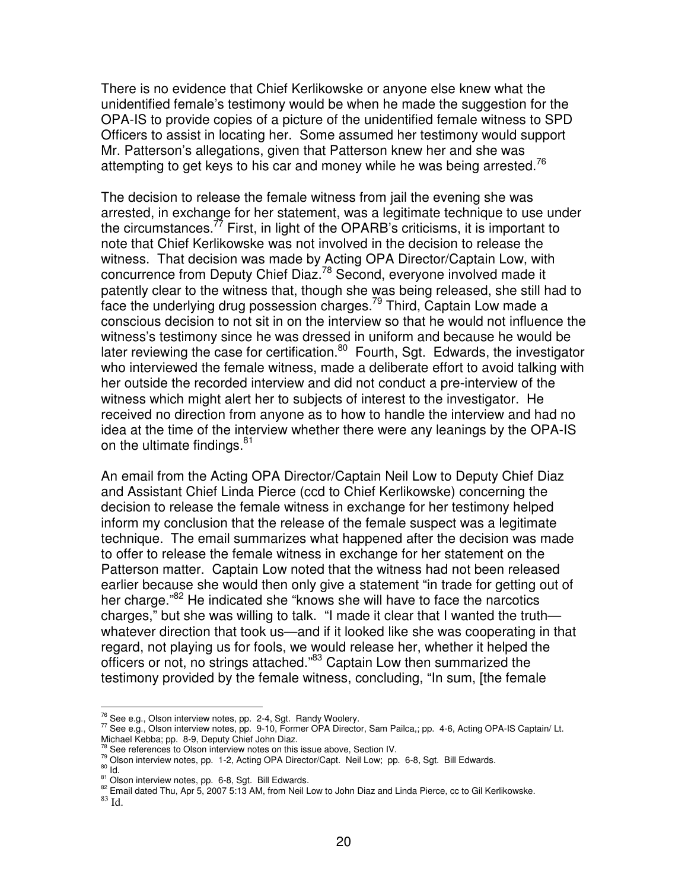There is no evidence that Chief Kerlikowske or anyone else knew what the unidentified female's testimony would be when he made the suggestion for the OPA-IS to provide copies of a picture of the unidentified female witness to SPD Officers to assist in locating her. Some assumed her testimony would support Mr. Patterson's allegations, given that Patterson knew her and she was attempting to get keys to his car and money while he was being arrested.[76]

The decision to release the female witness from jail the evening she was arrested, in exchange for her statement, was a legitimate technique to use under the circumstances.[77] First, in light of the OPARB's criticisms, it is important to note that Chief Kerlikowske was not involved in the decision to release the witness. That decision was made by Acting OPA Director/Captain Low, with concurrence from Deputy Chief Diaz.[78] Second, everyone involved made it patently clear to the witness that, though she was being released, she still had to face the underlying drug possession charges.[79] Third, Captain Low made a conscious decision to not sit in on the interview so that he would not influence the witness's testimony since he was dressed in uniform and because he would be later reviewing the case for certification.[80] Fourth, Sgt. Edwards, the investigator who interviewed the female witness, made a deliberate effort to avoid talking with her outside the recorded interview and did not conduct a pre-interview of the witness which might alert her to subjects of interest to the investigator. He received no direction from anyone as to how to handle the interview and had no idea at the time of the interview whether there were any leanings by the OPA-IS on the ultimate findings.[81]

An email from the Acting OPA Director/Captain Neil Low to Deputy Chief Diaz and Assistant Chief Linda Pierce (ccd to Chief Kerlikowske) concerning the decision to release the female witness in exchange for her testimony helped inform my conclusion that the release of the female suspect was a legitimate technique. The email summarizes what happened after the decision was made to offer to release the female witness in exchange for her statement on the Patterson matter. Captain Low noted that the witness had not been released earlier because she would then only give a statement "in trade for getting out of her charge."[82] He indicated she "knows she will have to face the narcotics charges," but she was willing to talk. "I made it clear that I wanted the truth—whatever direction that took us—and if it looked like she was cooperating in that regard, not playing us for fools, we would release her, whether it helped the officers or not, no strings attached."[83] Captain Low then summarized the testimony provided by the female witness, concluding, "In sum, [the female

---

[76] See e.g., Olson interview notes, pp. 2-4, Sgt. Randy Woolery.

[77] See e.g., Olson interview notes, pp. 9-10, Former OPA Director, Sam Pailca,; pp. 4-6, Acting OPA-IS Captain/ Lt. Michael Kebba; pp. 8-9, Deputy Chief John Diaz.

[78] See references to Olson interview notes on this issue above, Section IV.

[79] Olson interview notes, pp. 1-2, Acting OPA Director/Capt. Neil Low; pp. 6-8, Sgt. Bill Edwards.

[80] Id.

[81] Olson interview notes, pp. 6-8, Sgt. Bill Edwards.

[82] Email dated Thu, Apr 5, 2007 5:13 AM, from Neil Low to John Diaz and Linda Pierce, cc to Gil Kerlikowske.

[83] Id.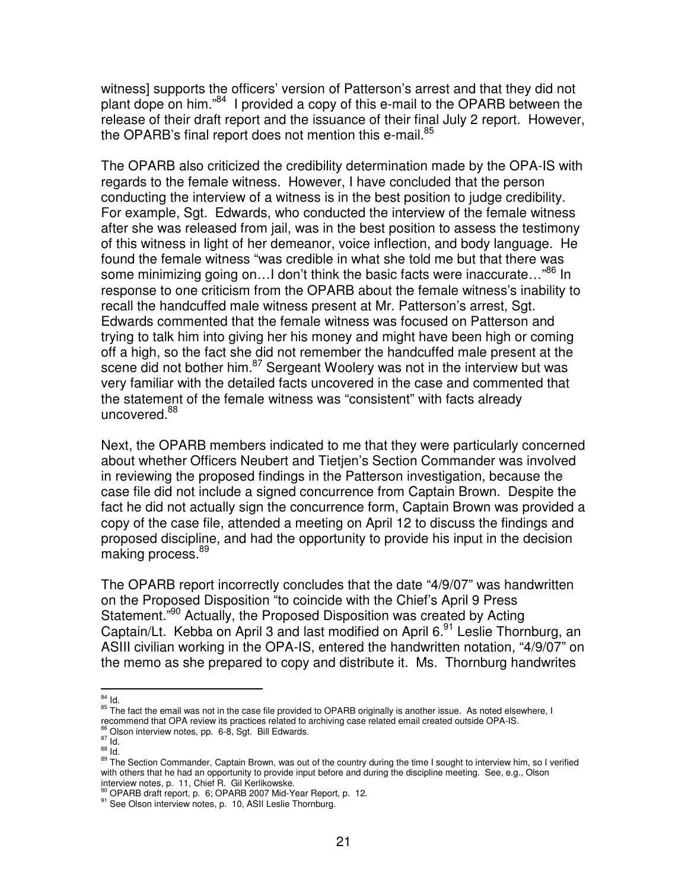witness] supports the officers' version of Patterson's arrest and that they did not plant dope on him."[84] I provided a copy of this e-mail to the OPARB between the release of their draft report and the issuance of their final July 2 report. However, the OPARB's final report does not mention this e-mail.[85]

The OPARB also criticized the credibility determination made by the OPA-IS with regards to the female witness. However, I have concluded that the person conducting the interview of a witness is in the best position to judge credibility. For example, Sgt. Edwards, who conducted the interview of the female witness after she was released from jail, was in the best position to assess the testimony of this witness in light of her demeanor, voice inflection, and body language. He found the female witness "was credible in what she told me but that there was some minimizing going on…I don't think the basic facts were inaccurate…"[86] In response to one criticism from the OPARB about the female witness's inability to recall the handcuffed male witness present at Mr. Patterson's arrest, Sgt. Edwards commented that the female witness was focused on Patterson and trying to talk him into giving her his money and might have been high or coming off a high, so the fact she did not remember the handcuffed male present at the scene did not bother him.[87] Sergeant Woolery was not in the interview but was very familiar with the detailed facts uncovered in the case and commented that the statement of the female witness was "consistent" with facts already uncovered.[88]

Next, the OPARB members indicated to me that they were particularly concerned about whether Officers Neubert and Tietjen's Section Commander was involved in reviewing the proposed findings in the Patterson investigation, because the case file did not include a signed concurrence from Captain Brown. Despite the fact he did not actually sign the concurrence form, Captain Brown was provided a copy of the case file, attended a meeting on April 12 to discuss the findings and proposed discipline, and had the opportunity to provide his input in the decision making process.[89]

The OPARB report incorrectly concludes that the date "4/9/07" was handwritten on the Proposed Disposition "to coincide with the Chief's April 9 Press Statement."[90] Actually, the Proposed Disposition was created by Acting Captain/Lt. Kebba on April 3 and last modified on April 6.[91] Leslie Thornburg, an ASIII civilian working in the OPA-IS, entered the handwritten notation, "4/9/07" on the memo as she prepared to copy and distribute it. Ms. Thornburg handwrites

---

[84] Id.

[85] The fact the email was not in the case file provided to OPARB originally is another issue. As noted elsewhere, I recommend that OPA review its practices related to archiving case related email created outside OPA-IS.

[86] Olson interview notes, pp. 6-8, Sgt. Bill Edwards.

[87] Id.

[88] Id.

[89] The Section Commander, Captain Brown, was out of the country during the time I sought to interview him, so I verified with others that he had an opportunity to provide input before and during the discipline meeting. See, e.g., Olson interview notes, p. 11, Chief R. Gil Kerlikowske.

[90] OPARB draft report, p. 6; OPARB 2007 Mid-Year Report, p. 12.

[91] See Olson interview notes, p. 10, ASII Leslie Thornburg.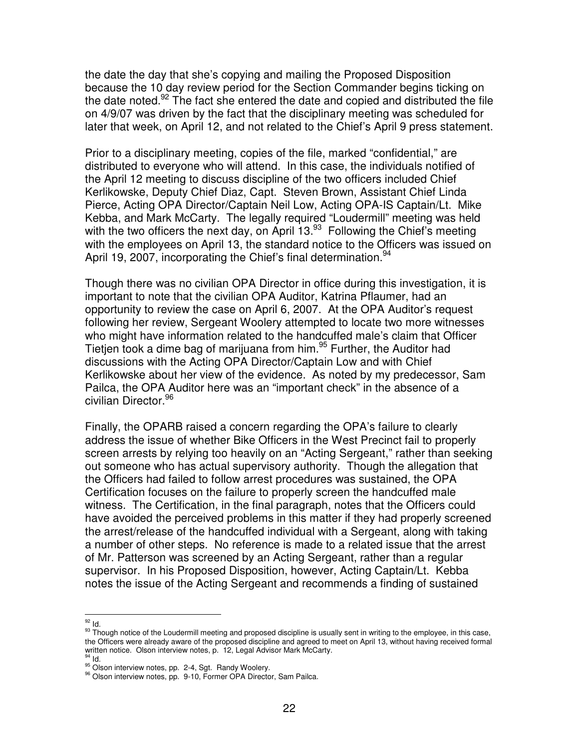the date the day that she's copying and mailing the Proposed Disposition because the 10 day review period for the Section Commander begins ticking on the date noted.[92] The fact she entered the date and copied and distributed the file on 4/9/07 was driven by the fact that the disciplinary meeting was scheduled for later that week, on April 12, and not related to the Chief's April 9 press statement.

Prior to a disciplinary meeting, copies of the file, marked "confidential," are distributed to everyone who will attend. In this case, the individuals notified of the April 12 meeting to discuss discipline of the two officers included Chief Kerlikowske, Deputy Chief Diaz, Capt. Steven Brown, Assistant Chief Linda Pierce, Acting OPA Director/Captain Neil Low, Acting OPA-IS Captain/Lt. Mike Kebba, and Mark McCarty. The legally required "Loudermill" meeting was held with the two officers the next day, on April 13.[93] Following the Chief's meeting with the employees on April 13, the standard notice to the Officers was issued on April 19, 2007, incorporating the Chief's final determination.[94]

Though there was no civilian OPA Director in office during this investigation, it is important to note that the civilian OPA Auditor, Katrina Pflaumer, had an opportunity to review the case on April 6, 2007. At the OPA Auditor's request following her review, Sergeant Woolery attempted to locate two more witnesses who might have information related to the handcuffed male's claim that Officer Tietjen took a dime bag of marijuana from him.[95] Further, the Auditor had discussions with the Acting OPA Director/Captain Low and with Chief Kerlikowske about her view of the evidence. As noted by my predecessor, Sam Pailca, the OPA Auditor here was an "important check" in the absence of a civilian Director.[96]

Finally, the OPARB raised a concern regarding the OPA's failure to clearly address the issue of whether Bike Officers in the West Precinct fail to properly screen arrests by relying too heavily on an "Acting Sergeant," rather than seeking out someone who has actual supervisory authority. Though the allegation that the Officers had failed to follow arrest procedures was sustained, the OPA Certification focuses on the failure to properly screen the handcuffed male witness. The Certification, in the final paragraph, notes that the Officers could have avoided the perceived problems in this matter if they had properly screened the arrest/release of the handcuffed individual with a Sergeant, along with taking a number of other steps. No reference is made to a related issue that the arrest of Mr. Patterson was screened by an Acting Sergeant, rather than a regular supervisor. In his Proposed Disposition, however, Acting Captain/Lt. Kebba notes the issue of the Acting Sergeant and recommends a finding of sustained

---

[92] Id.

[93] Though notice of the Loudermill meeting and proposed discipline is usually sent in writing to the employee, in this case, the Officers were already aware of the proposed discipline and agreed to meet on April 13, without having received formal written notice. Olson interview notes, p. 12, Legal Advisor Mark McCarty.

[94] Id.

[95] Olson interview notes, pp. 2-4, Sgt. Randy Woolery.

[96] Olson interview notes, pp. 9-10, Former OPA Director, Sam Pailca.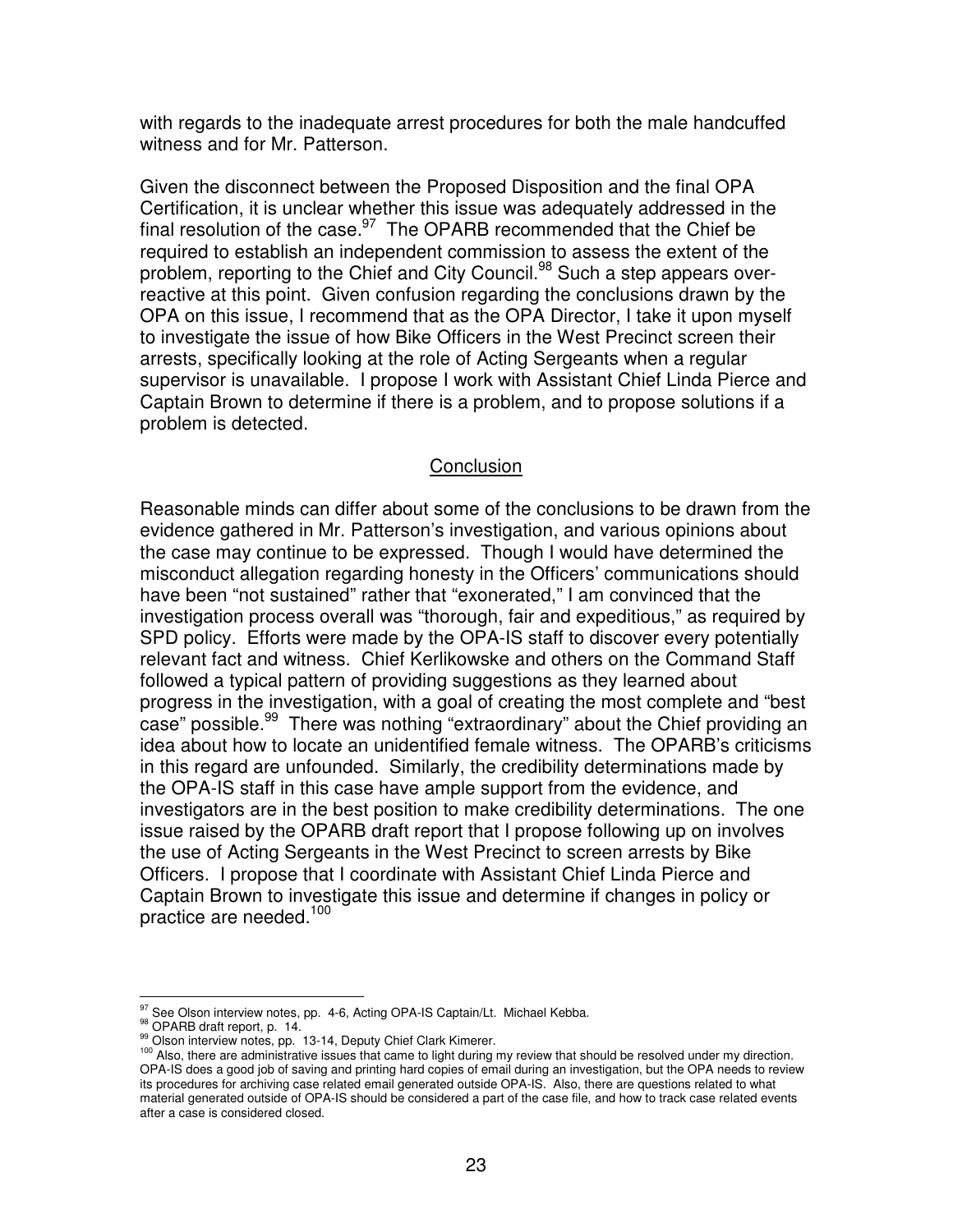with regards to the inadequate arrest procedures for both the male handcuffed witness and for Mr. Patterson.

Given the disconnect between the Proposed Disposition and the final OPA Certification, it is unclear whether this issue was adequately addressed in the final resolution of the case.[97] The OPARB recommended that the Chief be required to establish an independent commission to assess the extent of the problem, reporting to the Chief and City Council.[98] Such a step appears over-reactive at this point. Given confusion regarding the conclusions drawn by the OPA on this issue, I recommend that as the OPA Director, I take it upon myself to investigate the issue of how Bike Officers in the West Precinct screen their arrests, specifically looking at the role of Acting Sergeants when a regular supervisor is unavailable. I propose I work with Assistant Chief Linda Pierce and Captain Brown to determine if there is a problem, and to propose solutions if a problem is detected.

## Conclusion

Reasonable minds can differ about some of the conclusions to be drawn from the evidence gathered in Mr. Patterson's investigation, and various opinions about the case may continue to be expressed. Though I would have determined the misconduct allegation regarding honesty in the Officers' communications should have been "not sustained" rather that "exonerated," I am convinced that the investigation process overall was "thorough, fair and expeditious," as required by SPD policy. Efforts were made by the OPA-IS staff to discover every potentially relevant fact and witness. Chief Kerlikowske and others on the Command Staff followed a typical pattern of providing suggestions as they learned about progress in the investigation, with a goal of creating the most complete and "best case" possible.[99] There was nothing "extraordinary" about the Chief providing an idea about how to locate an unidentified female witness. The OPARB's criticisms in this regard are unfounded. Similarly, the credibility determinations made by the OPA-IS staff in this case have ample support from the evidence, and investigators are in the best position to make credibility determinations. The one issue raised by the OPARB draft report that I propose following up on involves the use of Acting Sergeants in the West Precinct to screen arrests by Bike Officers. I propose that I coordinate with Assistant Chief Linda Pierce and Captain Brown to investigate this issue and determine if changes in policy or practice are needed.[100]

---

[97] See Olson interview notes, pp. 4-6, Acting OPA-IS Captain/Lt. Michael Kebba.

[98] OPARB draft report, p. 14.

[99] Olson interview notes, pp. 13-14, Deputy Chief Clark Kimerer.

[100] Also, there are administrative issues that came to light during my review that should be resolved under my direction. OPA-IS does a good job of saving and printing hard copies of email during an investigation, but the OPA needs to review its procedures for archiving case related email generated outside OPA-IS. Also, there are questions related to what material generated outside of OPA-IS should be considered a part of the case file, and how to track case related events after a case is considered closed.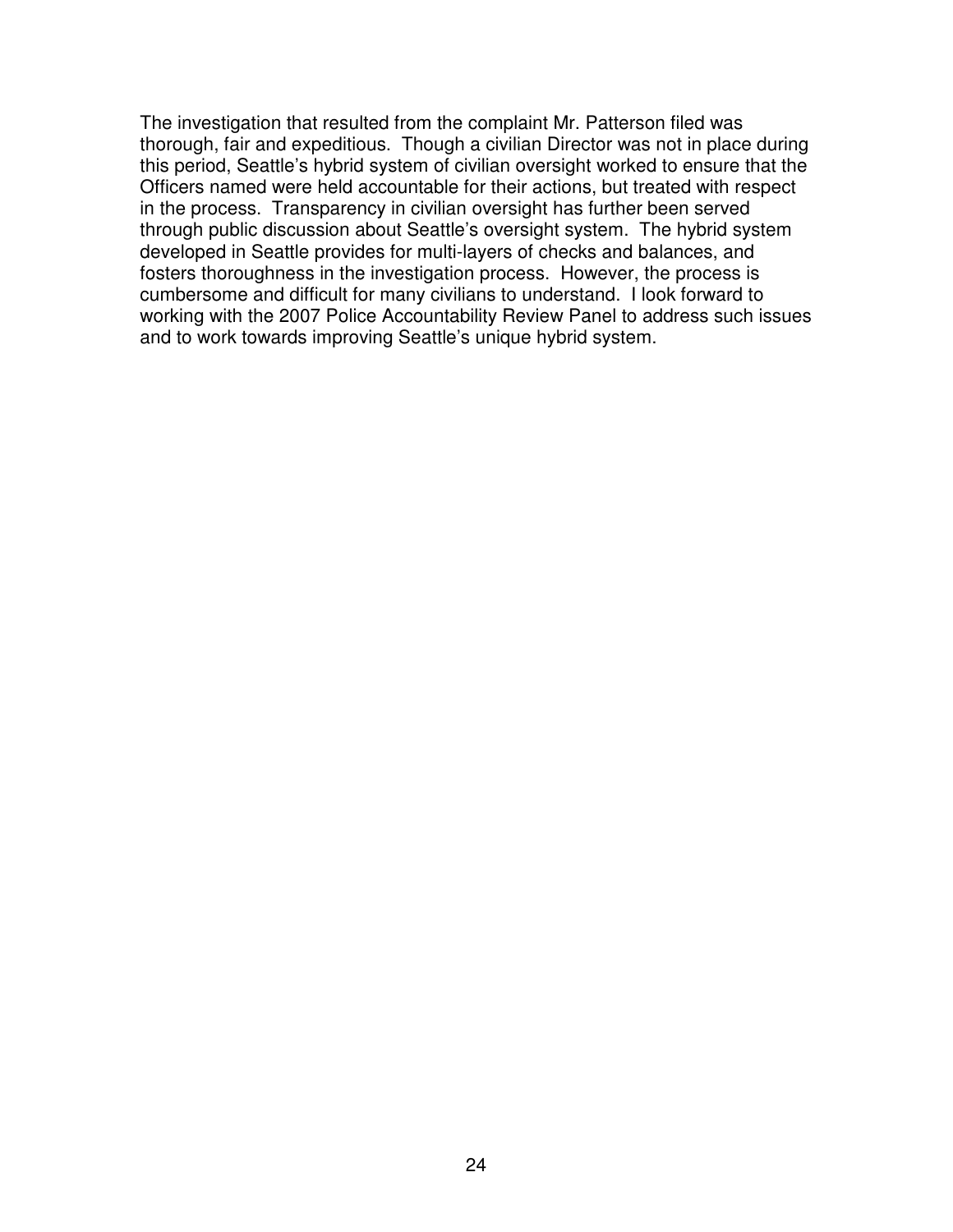The investigation that resulted from the complaint Mr. Patterson filed was thorough, fair and expeditious. Though a civilian Director was not in place during this period, Seattle's hybrid system of civilian oversight worked to ensure that the Officers named were held accountable for their actions, but treated with respect in the process. Transparency in civilian oversight has further been served through public discussion about Seattle's oversight system. The hybrid system developed in Seattle provides for multi-layers of checks and balances, and fosters thoroughness in the investigation process. However, the process is cumbersome and difficult for many civilians to understand. I look forward to working with the 2007 Police Accountability Review Panel to address such issues and to work towards improving Seattle's unique hybrid system.